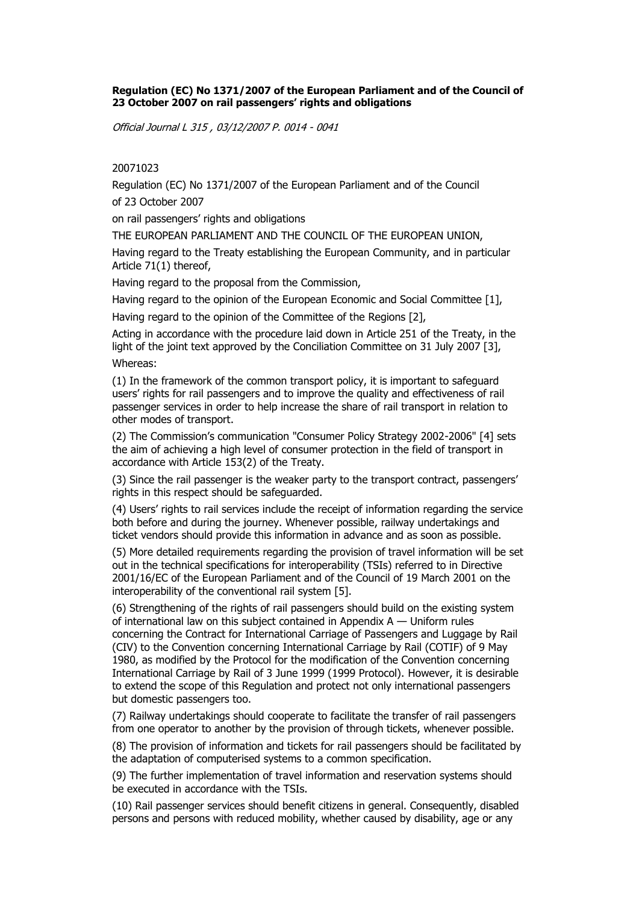**Regulation (EC) No 1371/2007 of the European Parliament and of the Council of 23 October 2007 on rail passengers' rights and obligations**

*Official Journal L 315 , 03/12/2007 P. 0014 - 0041*

20071023

Regulation (EC) No 1371/2007 of the European Parliament and of the Council

of 23 October 2007

on rail passengers' rights and obligations

THE EUROPEAN PARLIAMENT AND THE COUNCIL OF THE EUROPEAN UNION,

Having regard to the Treaty establishing the European Community, and in particular Article 71(1) thereof,

Having regard to the proposal from the Commission,

Having regard to the opinion of the European Economic and Social Committee [1],

Having regard to the opinion of the Committee of the Regions [2],

Acting in accordance with the procedure laid down in Article 251 of the Treaty, in the light of the joint text approved by the Conciliation Committee on 31 July 2007 [3],

Whereas:

(1) In the framework of the common transport policy, it is important to safeguard users' rights for rail passengers and to improve the quality and effectiveness of rail passenger services in order to help increase the share of rail transport in relation to other modes of transport.

(2) The Commission's communication "Consumer Policy Strategy 2002-2006" [4] sets the aim of achieving a high level of consumer protection in the field of transport in accordance with Article 153(2) of the Treaty.

(3) Since the rail passenger is the weaker party to the transport contract, passengers' rights in this respect should be safeguarded.

(4) Users' rights to rail services include the receipt of information regarding the service both before and during the journey. Whenever possible, railway undertakings and ticket vendors should provide this information in advance and as soon as possible.

(5) More detailed requirements regarding the provision of travel information will be set out in the technical specifications for interoperability (TSIs) referred to in Directive 2001/16/EC of the European Parliament and of the Council of 19 March 2001 on the interoperability of the conventional rail system [5].

(6) Strengthening of the rights of rail passengers should build on the existing system of international law on this subject contained in Appendix A — Uniform rules concerning the Contract for International Carriage of Passengers and Luggage by Rail (CIV) to the Convention concerning International Carriage by Rail (COTIF) of 9 May 1980, as modified by the Protocol for the modification of the Convention concerning International Carriage by Rail of 3 June 1999 (1999 Protocol). However, it is desirable to extend the scope of this Regulation and protect not only international passengers but domestic passengers too.

(7) Railway undertakings should cooperate to facilitate the transfer of rail passengers from one operator to another by the provision of through tickets, whenever possible.

(8) The provision of information and tickets for rail passengers should be facilitated by the adaptation of computerised systems to a common specification.

(9) The further implementation of travel information and reservation systems should be executed in accordance with the TSIs.

(10) Rail passenger services should benefit citizens in general. Consequently, disabled persons and persons with reduced mobility, whether caused by disability, age or any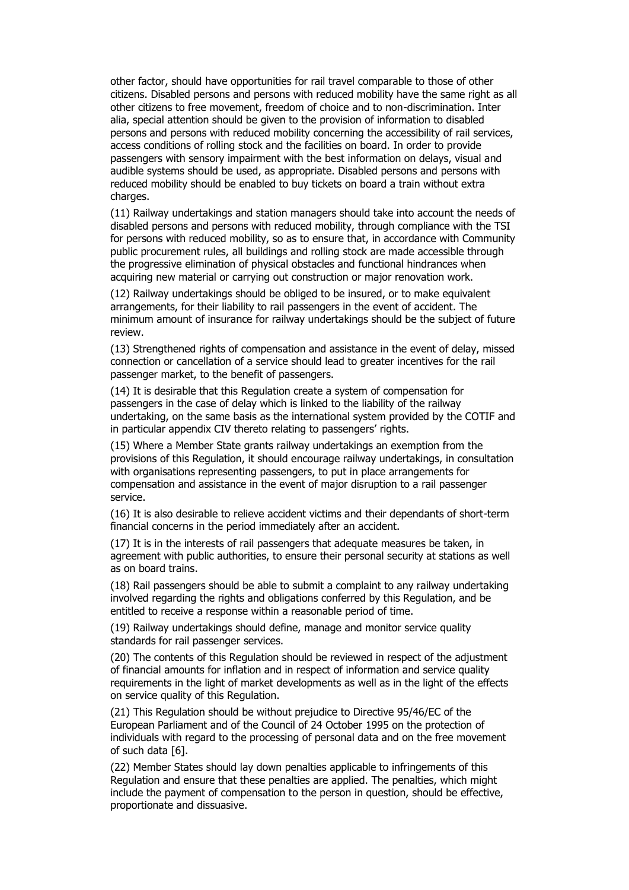other factor, should have opportunities for rail travel comparable to those of other citizens. Disabled persons and persons with reduced mobility have the same right as all other citizens to free movement, freedom of choice and to non-discrimination. Inter alia, special attention should be given to the provision of information to disabled persons and persons with reduced mobility concerning the accessibility of rail services, access conditions of rolling stock and the facilities on board. In order to provide passengers with sensory impairment with the best information on delays, visual and audible systems should be used, as appropriate. Disabled persons and persons with reduced mobility should be enabled to buy tickets on board a train without extra charges.

(11) Railway undertakings and station managers should take into account the needs of disabled persons and persons with reduced mobility, through compliance with the TSI for persons with reduced mobility, so as to ensure that, in accordance with Community public procurement rules, all buildings and rolling stock are made accessible through the progressive elimination of physical obstacles and functional hindrances when acquiring new material or carrying out construction or major renovation work.

(12) Railway undertakings should be obliged to be insured, or to make equivalent arrangements, for their liability to rail passengers in the event of accident. The minimum amount of insurance for railway undertakings should be the subject of future review.

(13) Strengthened rights of compensation and assistance in the event of delay, missed connection or cancellation of a service should lead to greater incentives for the rail passenger market, to the benefit of passengers.

(14) It is desirable that this Regulation create a system of compensation for passengers in the case of delay which is linked to the liability of the railway undertaking, on the same basis as the international system provided by the COTIF and in particular appendix CIV thereto relating to passengers' rights.

(15) Where a Member State grants railway undertakings an exemption from the provisions of this Regulation, it should encourage railway undertakings, in consultation with organisations representing passengers, to put in place arrangements for compensation and assistance in the event of major disruption to a rail passenger service.

(16) It is also desirable to relieve accident victims and their dependants of short-term financial concerns in the period immediately after an accident.

(17) It is in the interests of rail passengers that adequate measures be taken, in agreement with public authorities, to ensure their personal security at stations as well as on board trains.

(18) Rail passengers should be able to submit a complaint to any railway undertaking involved regarding the rights and obligations conferred by this Regulation, and be entitled to receive a response within a reasonable period of time.

(19) Railway undertakings should define, manage and monitor service quality standards for rail passenger services.

(20) The contents of this Regulation should be reviewed in respect of the adjustment of financial amounts for inflation and in respect of information and service quality requirements in the light of market developments as well as in the light of the effects on service quality of this Regulation.

(21) This Regulation should be without prejudice to Directive 95/46/EC of the European Parliament and of the Council of 24 October 1995 on the protection of individuals with regard to the processing of personal data and on the free movement of such data [6].

(22) Member States should lay down penalties applicable to infringements of this Regulation and ensure that these penalties are applied. The penalties, which might include the payment of compensation to the person in question, should be effective, proportionate and dissuasive.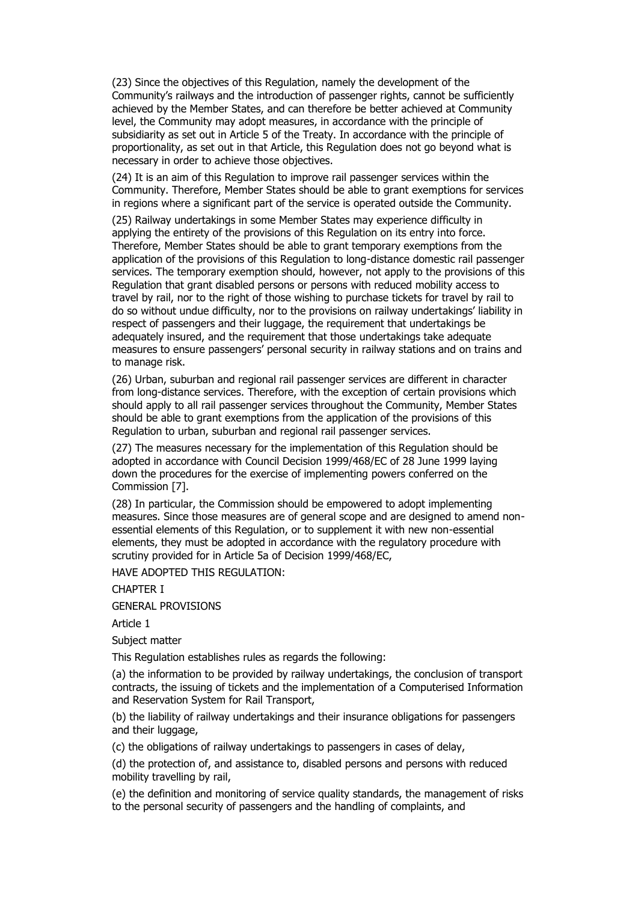(23) Since the objectives of this Regulation, namely the development of the Community's railways and the introduction of passenger rights, cannot be sufficiently achieved by the Member States, and can therefore be better achieved at Community level, the Community may adopt measures, in accordance with the principle of subsidiarity as set out in Article 5 of the Treaty. In accordance with the principle of proportionality, as set out in that Article, this Regulation does not go beyond what is necessary in order to achieve those objectives.

(24) It is an aim of this Regulation to improve rail passenger services within the Community. Therefore, Member States should be able to grant exemptions for services in regions where a significant part of the service is operated outside the Community.

(25) Railway undertakings in some Member States may experience difficulty in applying the entirety of the provisions of this Regulation on its entry into force. Therefore, Member States should be able to grant temporary exemptions from the application of the provisions of this Regulation to long-distance domestic rail passenger services. The temporary exemption should, however, not apply to the provisions of this Regulation that grant disabled persons or persons with reduced mobility access to travel by rail, nor to the right of those wishing to purchase tickets for travel by rail to do so without undue difficulty, nor to the provisions on railway undertakings' liability in respect of passengers and their luggage, the requirement that undertakings be adequately insured, and the requirement that those undertakings take adequate measures to ensure passengers' personal security in railway stations and on trains and to manage risk.

(26) Urban, suburban and regional rail passenger services are different in character from long-distance services. Therefore, with the exception of certain provisions which should apply to all rail passenger services throughout the Community, Member States should be able to grant exemptions from the application of the provisions of this Regulation to urban, suburban and regional rail passenger services.

(27) The measures necessary for the implementation of this Regulation should be adopted in accordance with Council Decision 1999/468/EC of 28 June 1999 laying down the procedures for the exercise of implementing powers conferred on the Commission [7].

(28) In particular, the Commission should be empowered to adopt implementing measures. Since those measures are of general scope and are designed to amend non-essential elements of this Regulation, or to supplement it with new non-essential elements, they must be adopted in accordance with the regulatory procedure with scrutiny provided for in Article 5a of Decision 1999/468/EC,

HAVE ADOPTED THIS REGULATION:

## CHAPTER I

## GENERAL PROVISIONS

### Article 1

### Subject matter

This Regulation establishes rules as regards the following:

(a) the information to be provided by railway undertakings, the conclusion of transport contracts, the issuing of tickets and the implementation of a Computerised Information and Reservation System for Rail Transport,

(b) the liability of railway undertakings and their insurance obligations for passengers and their luggage,

(c) the obligations of railway undertakings to passengers in cases of delay,

(d) the protection of, and assistance to, disabled persons and persons with reduced mobility travelling by rail,

(e) the definition and monitoring of service quality standards, the management of risks to the personal security of passengers and the handling of complaints, and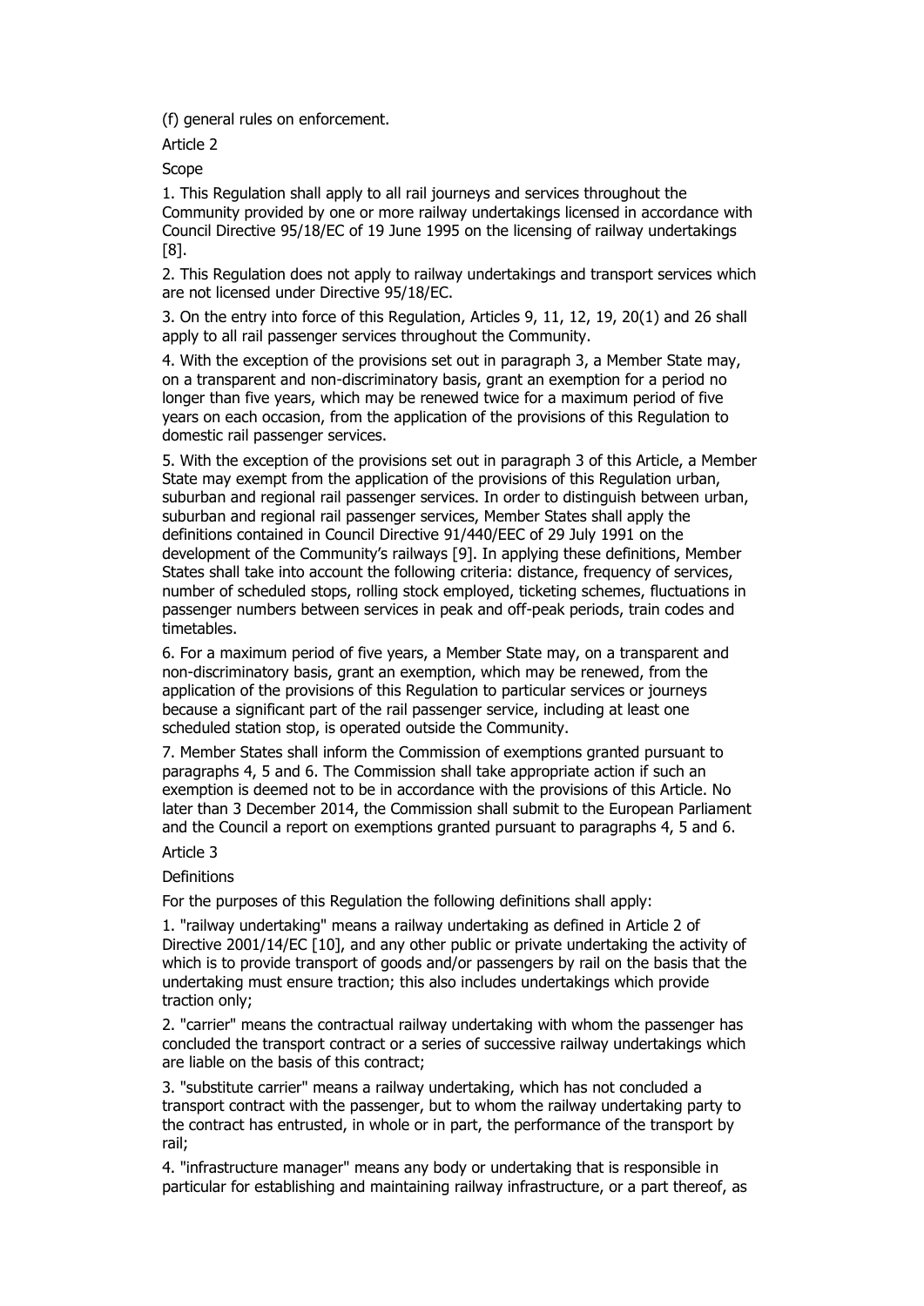(f) general rules on enforcement.

Article 2

Scope

1. This Regulation shall apply to all rail journeys and services throughout the Community provided by one or more railway undertakings licensed in accordance with Council Directive 95/18/EC of 19 June 1995 on the licensing of railway undertakings [8].

2. This Regulation does not apply to railway undertakings and transport services which are not licensed under Directive 95/18/EC.

3. On the entry into force of this Regulation, Articles 9, 11, 12, 19, 20(1) and 26 shall apply to all rail passenger services throughout the Community.

4. With the exception of the provisions set out in paragraph 3, a Member State may, on a transparent and non-discriminatory basis, grant an exemption for a period no longer than five years, which may be renewed twice for a maximum period of five years on each occasion, from the application of the provisions of this Regulation to domestic rail passenger services.

5. With the exception of the provisions set out in paragraph 3 of this Article, a Member State may exempt from the application of the provisions of this Regulation urban, suburban and regional rail passenger services. In order to distinguish between urban, suburban and regional rail passenger services, Member States shall apply the definitions contained in Council Directive 91/440/EEC of 29 July 1991 on the development of the Community's railways [9]. In applying these definitions, Member States shall take into account the following criteria: distance, frequency of services, number of scheduled stops, rolling stock employed, ticketing schemes, fluctuations in passenger numbers between services in peak and off-peak periods, train codes and timetables.

6. For a maximum period of five years, a Member State may, on a transparent and non-discriminatory basis, grant an exemption, which may be renewed, from the application of the provisions of this Regulation to particular services or journeys because a significant part of the rail passenger service, including at least one scheduled station stop, is operated outside the Community.

7. Member States shall inform the Commission of exemptions granted pursuant to paragraphs 4, 5 and 6. The Commission shall take appropriate action if such an exemption is deemed not to be in accordance with the provisions of this Article. No later than 3 December 2014, the Commission shall submit to the European Parliament and the Council a report on exemptions granted pursuant to paragraphs 4, 5 and 6.

Article 3

Definitions

For the purposes of this Regulation the following definitions shall apply:

1. "railway undertaking" means a railway undertaking as defined in Article 2 of Directive 2001/14/EC [10], and any other public or private undertaking the activity of which is to provide transport of goods and/or passengers by rail on the basis that the undertaking must ensure traction; this also includes undertakings which provide traction only;

2. "carrier" means the contractual railway undertaking with whom the passenger has concluded the transport contract or a series of successive railway undertakings which are liable on the basis of this contract;

3. "substitute carrier" means a railway undertaking, which has not concluded a transport contract with the passenger, but to whom the railway undertaking party to the contract has entrusted, in whole or in part, the performance of the transport by rail;

4. "infrastructure manager" means any body or undertaking that is responsible in particular for establishing and maintaining railway infrastructure, or a part thereof, as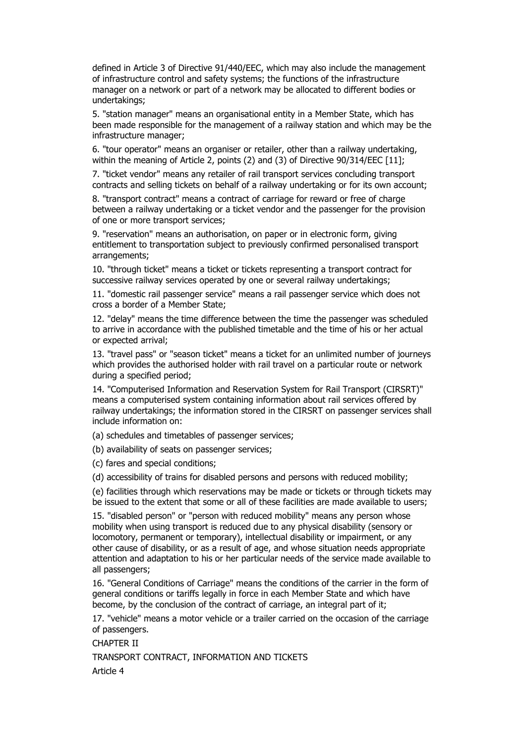defined in Article 3 of Directive 91/440/EEC, which may also include the management of infrastructure control and safety systems; the functions of the infrastructure manager on a network or part of a network may be allocated to different bodies or undertakings;

5. "station manager" means an organisational entity in a Member State, which has been made responsible for the management of a railway station and which may be the infrastructure manager;

6. "tour operator" means an organiser or retailer, other than a railway undertaking, within the meaning of Article 2, points (2) and (3) of Directive 90/314/EEC [11];

7. "ticket vendor" means any retailer of rail transport services concluding transport contracts and selling tickets on behalf of a railway undertaking or for its own account;

8. "transport contract" means a contract of carriage for reward or free of charge between a railway undertaking or a ticket vendor and the passenger for the provision of one or more transport services;

9. "reservation" means an authorisation, on paper or in electronic form, giving entitlement to transportation subject to previously confirmed personalised transport arrangements;

10. "through ticket" means a ticket or tickets representing a transport contract for successive railway services operated by one or several railway undertakings;

11. "domestic rail passenger service" means a rail passenger service which does not cross a border of a Member State;

12. "delay" means the time difference between the time the passenger was scheduled to arrive in accordance with the published timetable and the time of his or her actual or expected arrival;

13. "travel pass" or "season ticket" means a ticket for an unlimited number of journeys which provides the authorised holder with rail travel on a particular route or network during a specified period;

14. "Computerised Information and Reservation System for Rail Transport (CIRSRT)" means a computerised system containing information about rail services offered by railway undertakings; the information stored in the CIRSRT on passenger services shall include information on:

(a) schedules and timetables of passenger services;

(b) availability of seats on passenger services;

(c) fares and special conditions;

(d) accessibility of trains for disabled persons and persons with reduced mobility;

(e) facilities through which reservations may be made or tickets or through tickets may be issued to the extent that some or all of these facilities are made available to users;

15. "disabled person" or "person with reduced mobility" means any person whose mobility when using transport is reduced due to any physical disability (sensory or locomotory, permanent or temporary), intellectual disability or impairment, or any other cause of disability, or as a result of age, and whose situation needs appropriate attention and adaptation to his or her particular needs of the service made available to all passengers;

16. "General Conditions of Carriage" means the conditions of the carrier in the form of general conditions or tariffs legally in force in each Member State and which have become, by the conclusion of the contract of carriage, an integral part of it;

17. "vehicle" means a motor vehicle or a trailer carried on the occasion of the carriage of passengers.

## CHAPTER II

## TRANSPORT CONTRACT, INFORMATION AND TICKETS

### Article 4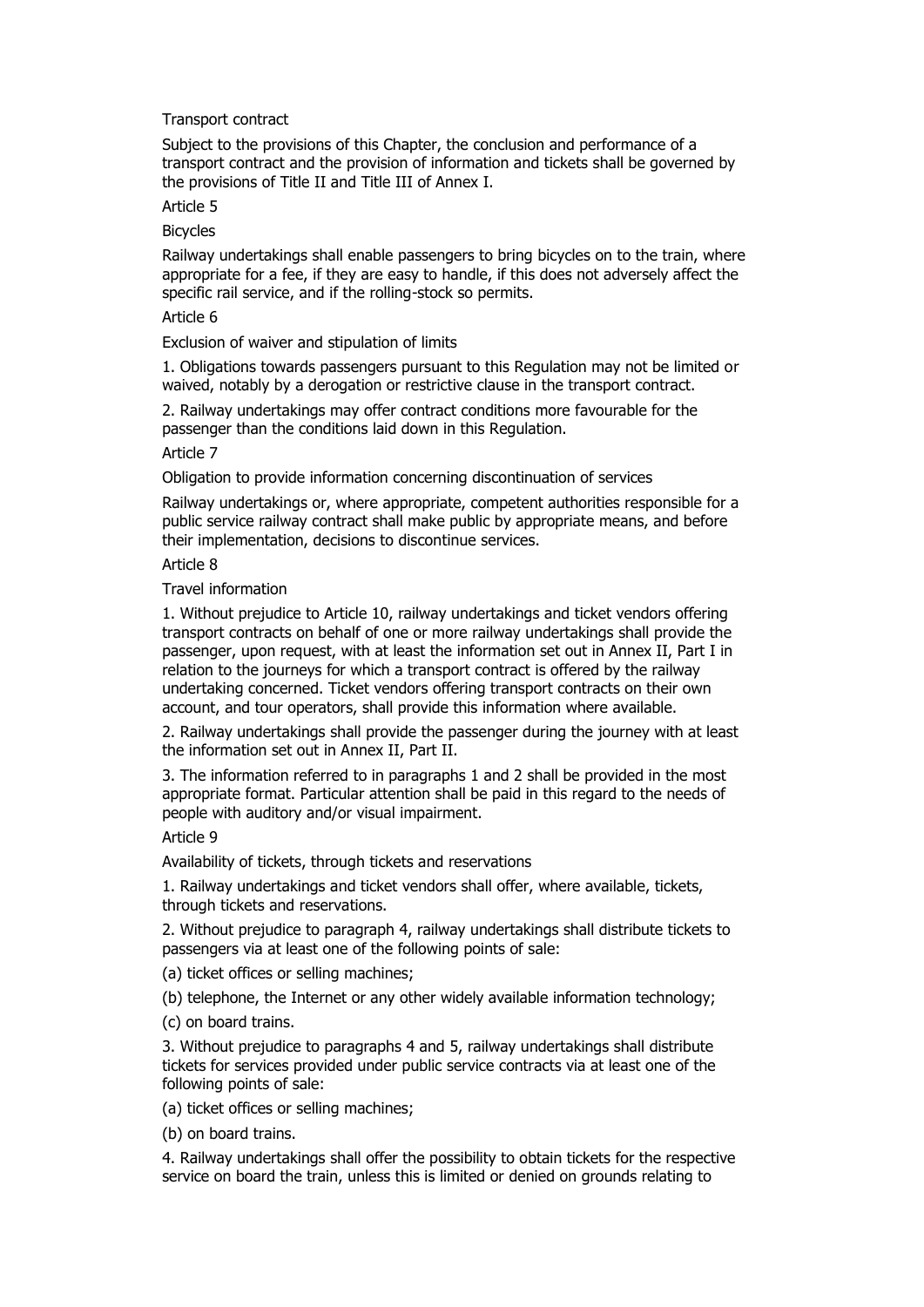Transport contract

Subject to the provisions of this Chapter, the conclusion and performance of a transport contract and the provision of information and tickets shall be governed by the provisions of Title II and Title III of Annex I.

Article 5

Bicycles

Railway undertakings shall enable passengers to bring bicycles on to the train, where appropriate for a fee, if they are easy to handle, if this does not adversely affect the specific rail service, and if the rolling-stock so permits.

Article 6

Exclusion of waiver and stipulation of limits

1. Obligations towards passengers pursuant to this Regulation may not be limited or waived, notably by a derogation or restrictive clause in the transport contract.

2. Railway undertakings may offer contract conditions more favourable for the passenger than the conditions laid down in this Regulation.

Article 7

Obligation to provide information concerning discontinuation of services

Railway undertakings or, where appropriate, competent authorities responsible for a public service railway contract shall make public by appropriate means, and before their implementation, decisions to discontinue services.

Article 8

Travel information

1. Without prejudice to Article 10, railway undertakings and ticket vendors offering transport contracts on behalf of one or more railway undertakings shall provide the passenger, upon request, with at least the information set out in Annex II, Part I in relation to the journeys for which a transport contract is offered by the railway undertaking concerned. Ticket vendors offering transport contracts on their own account, and tour operators, shall provide this information where available.

2. Railway undertakings shall provide the passenger during the journey with at least the information set out in Annex II, Part II.

3. The information referred to in paragraphs 1 and 2 shall be provided in the most appropriate format. Particular attention shall be paid in this regard to the needs of people with auditory and/or visual impairment.

Article 9

Availability of tickets, through tickets and reservations

1. Railway undertakings and ticket vendors shall offer, where available, tickets, through tickets and reservations.

2. Without prejudice to paragraph 4, railway undertakings shall distribute tickets to passengers via at least one of the following points of sale:

(a) ticket offices or selling machines;

(b) telephone, the Internet or any other widely available information technology;

(c) on board trains.

3. Without prejudice to paragraphs 4 and 5, railway undertakings shall distribute tickets for services provided under public service contracts via at least one of the following points of sale:

(a) ticket offices or selling machines;

(b) on board trains.

4. Railway undertakings shall offer the possibility to obtain tickets for the respective service on board the train, unless this is limited or denied on grounds relating to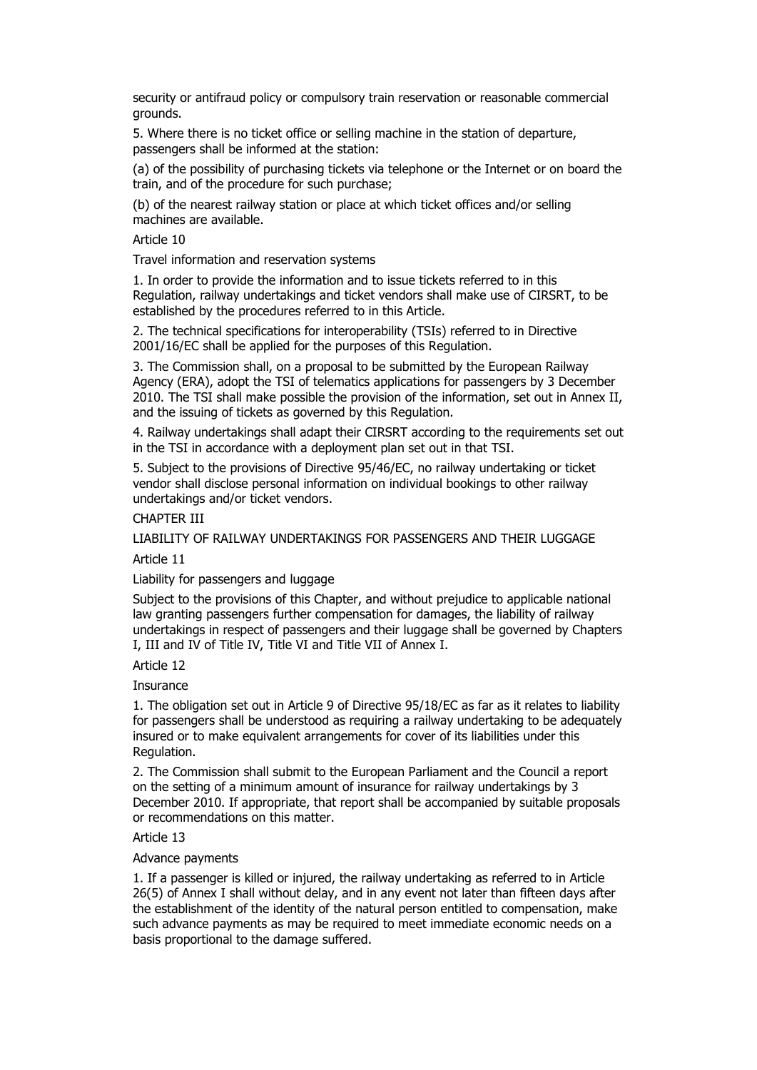security or antifraud policy or compulsory train reservation or reasonable commercial grounds.

5. Where there is no ticket office or selling machine in the station of departure, passengers shall be informed at the station:

(a) of the possibility of purchasing tickets via telephone or the Internet or on board the train, and of the procedure for such purchase;

(b) of the nearest railway station or place at which ticket offices and/or selling machines are available.

Article 10

Travel information and reservation systems

1. In order to provide the information and to issue tickets referred to in this Regulation, railway undertakings and ticket vendors shall make use of CIRSRT, to be established by the procedures referred to in this Article.

2. The technical specifications for interoperability (TSIs) referred to in Directive 2001/16/EC shall be applied for the purposes of this Regulation.

3. The Commission shall, on a proposal to be submitted by the European Railway Agency (ERA), adopt the TSI of telematics applications for passengers by 3 December 2010. The TSI shall make possible the provision of the information, set out in Annex II, and the issuing of tickets as governed by this Regulation.

4. Railway undertakings shall adapt their CIRSRT according to the requirements set out in the TSI in accordance with a deployment plan set out in that TSI.

5. Subject to the provisions of Directive 95/46/EC, no railway undertaking or ticket vendor shall disclose personal information on individual bookings to other railway undertakings and/or ticket vendors.

CHAPTER III

LIABILITY OF RAILWAY UNDERTAKINGS FOR PASSENGERS AND THEIR LUGGAGE

Article 11

Liability for passengers and luggage

Subject to the provisions of this Chapter, and without prejudice to applicable national law granting passengers further compensation for damages, the liability of railway undertakings in respect of passengers and their luggage shall be governed by Chapters I, III and IV of Title IV, Title VI and Title VII of Annex I.

Article 12

Insurance

1. The obligation set out in Article 9 of Directive 95/18/EC as far as it relates to liability for passengers shall be understood as requiring a railway undertaking to be adequately insured or to make equivalent arrangements for cover of its liabilities under this Regulation.

2. The Commission shall submit to the European Parliament and the Council a report on the setting of a minimum amount of insurance for railway undertakings by 3 December 2010. If appropriate, that report shall be accompanied by suitable proposals or recommendations on this matter.

Article 13

Advance payments

1. If a passenger is killed or injured, the railway undertaking as referred to in Article 26(5) of Annex I shall without delay, and in any event not later than fifteen days after the establishment of the identity of the natural person entitled to compensation, make such advance payments as may be required to meet immediate economic needs on a basis proportional to the damage suffered.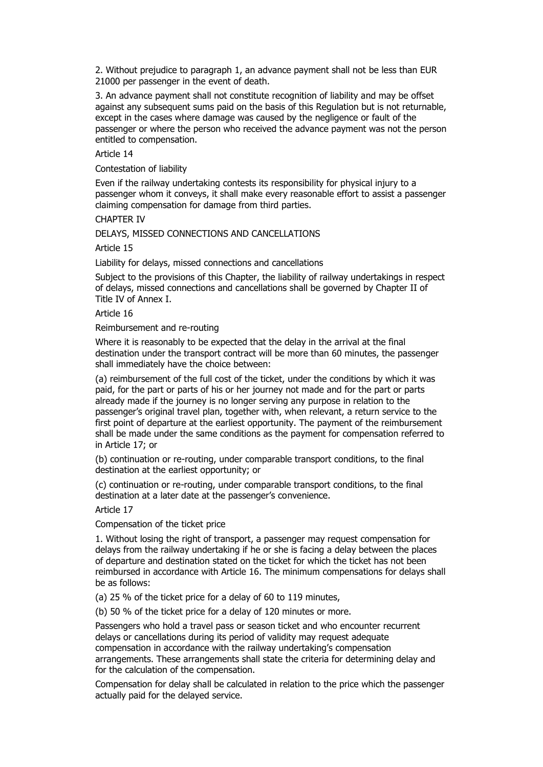2. Without prejudice to paragraph 1, an advance payment shall not be less than EUR 21000 per passenger in the event of death.

3. An advance payment shall not constitute recognition of liability and may be offset against any subsequent sums paid on the basis of this Regulation but is not returnable, except in the cases where damage was caused by the negligence or fault of the passenger or where the person who received the advance payment was not the person entitled to compensation.

Article 14

Contestation of liability

Even if the railway undertaking contests its responsibility for physical injury to a passenger whom it conveys, it shall make every reasonable effort to assist a passenger claiming compensation for damage from third parties.

CHAPTER IV

DELAYS, MISSED CONNECTIONS AND CANCELLATIONS

Article 15

Liability for delays, missed connections and cancellations

Subject to the provisions of this Chapter, the liability of railway undertakings in respect of delays, missed connections and cancellations shall be governed by Chapter II of Title IV of Annex I.

Article 16

Reimbursement and re-routing

Where it is reasonably to be expected that the delay in the arrival at the final destination under the transport contract will be more than 60 minutes, the passenger shall immediately have the choice between:

(a) reimbursement of the full cost of the ticket, under the conditions by which it was paid, for the part or parts of his or her journey not made and for the part or parts already made if the journey is no longer serving any purpose in relation to the passenger's original travel plan, together with, when relevant, a return service to the first point of departure at the earliest opportunity. The payment of the reimbursement shall be made under the same conditions as the payment for compensation referred to in Article 17; or

(b) continuation or re-routing, under comparable transport conditions, to the final destination at the earliest opportunity; or

(c) continuation or re-routing, under comparable transport conditions, to the final destination at a later date at the passenger's convenience.

Article 17

Compensation of the ticket price

1. Without losing the right of transport, a passenger may request compensation for delays from the railway undertaking if he or she is facing a delay between the places of departure and destination stated on the ticket for which the ticket has not been reimbursed in accordance with Article 16. The minimum compensations for delays shall be as follows:

(a) 25 % of the ticket price for a delay of 60 to 119 minutes,

(b) 50 % of the ticket price for a delay of 120 minutes or more.

Passengers who hold a travel pass or season ticket and who encounter recurrent delays or cancellations during its period of validity may request adequate compensation in accordance with the railway undertaking's compensation arrangements. These arrangements shall state the criteria for determining delay and for the calculation of the compensation.

Compensation for delay shall be calculated in relation to the price which the passenger actually paid for the delayed service.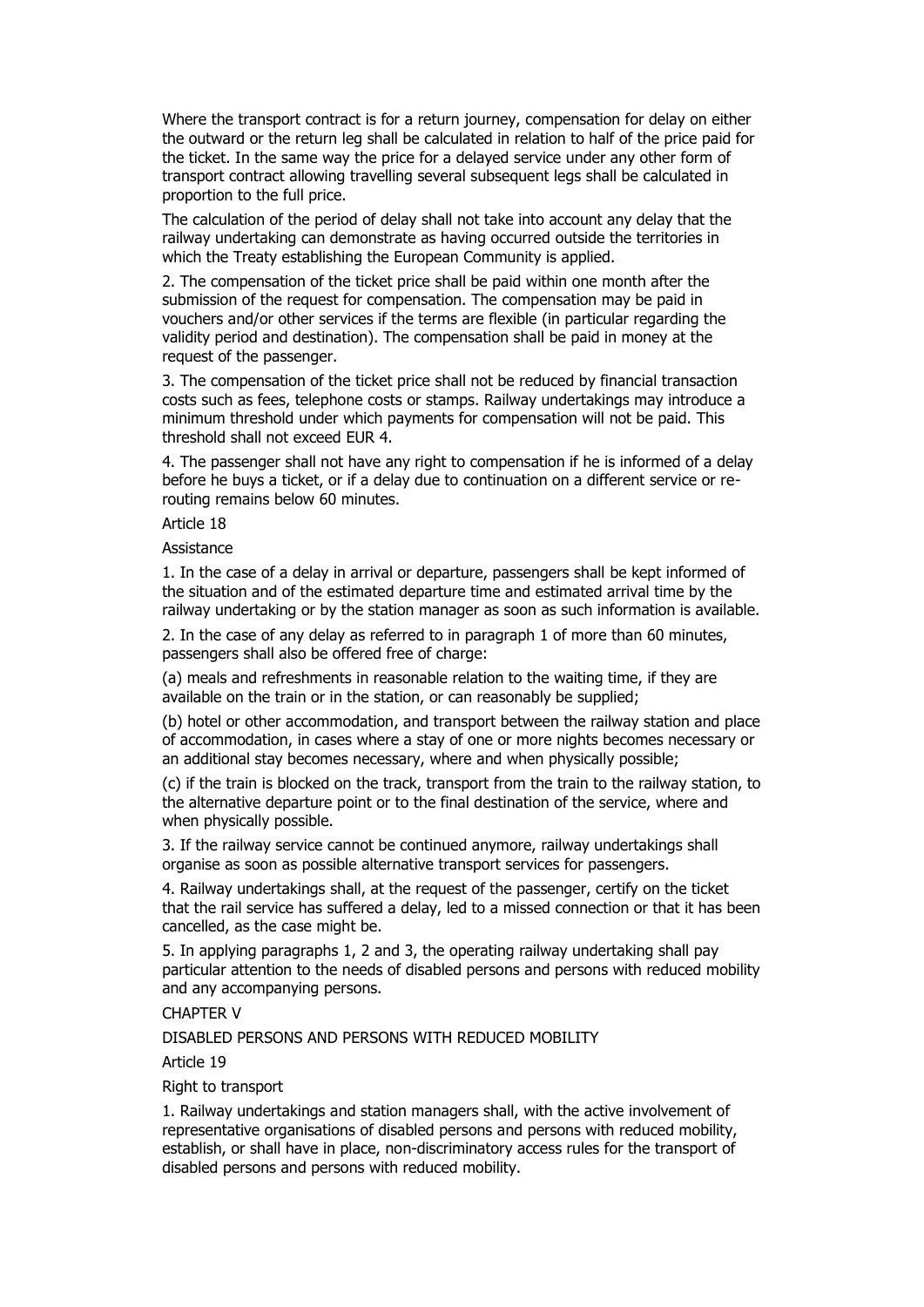Where the transport contract is for a return journey, compensation for delay on either the outward or the return leg shall be calculated in relation to half of the price paid for the ticket. In the same way the price for a delayed service under any other form of transport contract allowing travelling several subsequent legs shall be calculated in proportion to the full price.

The calculation of the period of delay shall not take into account any delay that the railway undertaking can demonstrate as having occurred outside the territories in which the Treaty establishing the European Community is applied.

2. The compensation of the ticket price shall be paid within one month after the submission of the request for compensation. The compensation may be paid in vouchers and/or other services if the terms are flexible (in particular regarding the validity period and destination). The compensation shall be paid in money at the request of the passenger.

3. The compensation of the ticket price shall not be reduced by financial transaction costs such as fees, telephone costs or stamps. Railway undertakings may introduce a minimum threshold under which payments for compensation will not be paid. This threshold shall not exceed EUR 4.

4. The passenger shall not have any right to compensation if he is informed of a delay before he buys a ticket, or if a delay due to continuation on a different service or re-routing remains below 60 minutes.

Article 18

Assistance

1. In the case of a delay in arrival or departure, passengers shall be kept informed of the situation and of the estimated departure time and estimated arrival time by the railway undertaking or by the station manager as soon as such information is available.

2. In the case of any delay as referred to in paragraph 1 of more than 60 minutes, passengers shall also be offered free of charge:

(a) meals and refreshments in reasonable relation to the waiting time, if they are available on the train or in the station, or can reasonably be supplied;

(b) hotel or other accommodation, and transport between the railway station and place of accommodation, in cases where a stay of one or more nights becomes necessary or an additional stay becomes necessary, where and when physically possible;

(c) if the train is blocked on the track, transport from the train to the railway station, to the alternative departure point or to the final destination of the service, where and when physically possible.

3. If the railway service cannot be continued anymore, railway undertakings shall organise as soon as possible alternative transport services for passengers.

4. Railway undertakings shall, at the request of the passenger, certify on the ticket that the rail service has suffered a delay, led to a missed connection or that it has been cancelled, as the case might be.

5. In applying paragraphs 1, 2 and 3, the operating railway undertaking shall pay particular attention to the needs of disabled persons and persons with reduced mobility and any accompanying persons.

CHAPTER V

DISABLED PERSONS AND PERSONS WITH REDUCED MOBILITY

Article 19

Right to transport

1. Railway undertakings and station managers shall, with the active involvement of representative organisations of disabled persons and persons with reduced mobility, establish, or shall have in place, non-discriminatory access rules for the transport of disabled persons and persons with reduced mobility.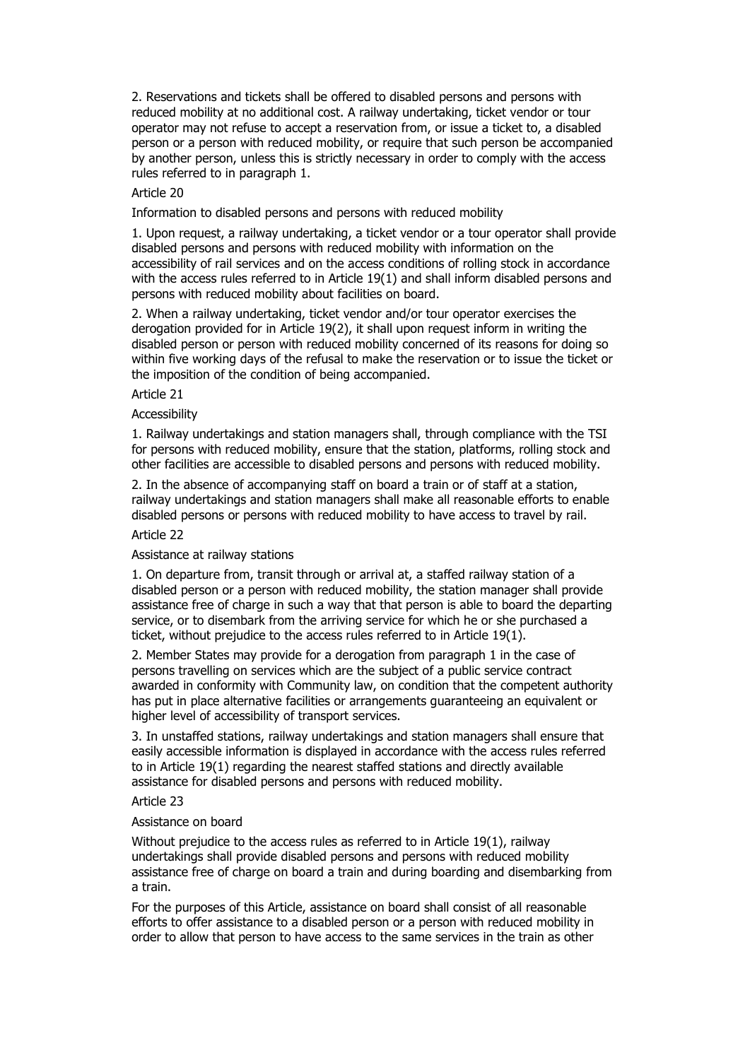2. Reservations and tickets shall be offered to disabled persons and persons with reduced mobility at no additional cost. A railway undertaking, ticket vendor or tour operator may not refuse to accept a reservation from, or issue a ticket to, a disabled person or a person with reduced mobility, or require that such person be accompanied by another person, unless this is strictly necessary in order to comply with the access rules referred to in paragraph 1.

Article 20

Information to disabled persons and persons with reduced mobility

1. Upon request, a railway undertaking, a ticket vendor or a tour operator shall provide disabled persons and persons with reduced mobility with information on the accessibility of rail services and on the access conditions of rolling stock in accordance with the access rules referred to in Article 19(1) and shall inform disabled persons and persons with reduced mobility about facilities on board.

2. When a railway undertaking, ticket vendor and/or tour operator exercises the derogation provided for in Article 19(2), it shall upon request inform in writing the disabled person or person with reduced mobility concerned of its reasons for doing so within five working days of the refusal to make the reservation or to issue the ticket or the imposition of the condition of being accompanied.

Article 21

Accessibility

1. Railway undertakings and station managers shall, through compliance with the TSI for persons with reduced mobility, ensure that the station, platforms, rolling stock and other facilities are accessible to disabled persons and persons with reduced mobility.

2. In the absence of accompanying staff on board a train or of staff at a station, railway undertakings and station managers shall make all reasonable efforts to enable disabled persons or persons with reduced mobility to have access to travel by rail.

Article 22

Assistance at railway stations

1. On departure from, transit through or arrival at, a staffed railway station of a disabled person or a person with reduced mobility, the station manager shall provide assistance free of charge in such a way that that person is able to board the departing service, or to disembark from the arriving service for which he or she purchased a ticket, without prejudice to the access rules referred to in Article 19(1).

2. Member States may provide for a derogation from paragraph 1 in the case of persons travelling on services which are the subject of a public service contract awarded in conformity with Community law, on condition that the competent authority has put in place alternative facilities or arrangements guaranteeing an equivalent or higher level of accessibility of transport services.

3. In unstaffed stations, railway undertakings and station managers shall ensure that easily accessible information is displayed in accordance with the access rules referred to in Article 19(1) regarding the nearest staffed stations and directly available assistance for disabled persons and persons with reduced mobility.

Article 23

Assistance on board

Without prejudice to the access rules as referred to in Article 19(1), railway undertakings shall provide disabled persons and persons with reduced mobility assistance free of charge on board a train and during boarding and disembarking from a train.

For the purposes of this Article, assistance on board shall consist of all reasonable efforts to offer assistance to a disabled person or a person with reduced mobility in order to allow that person to have access to the same services in the train as other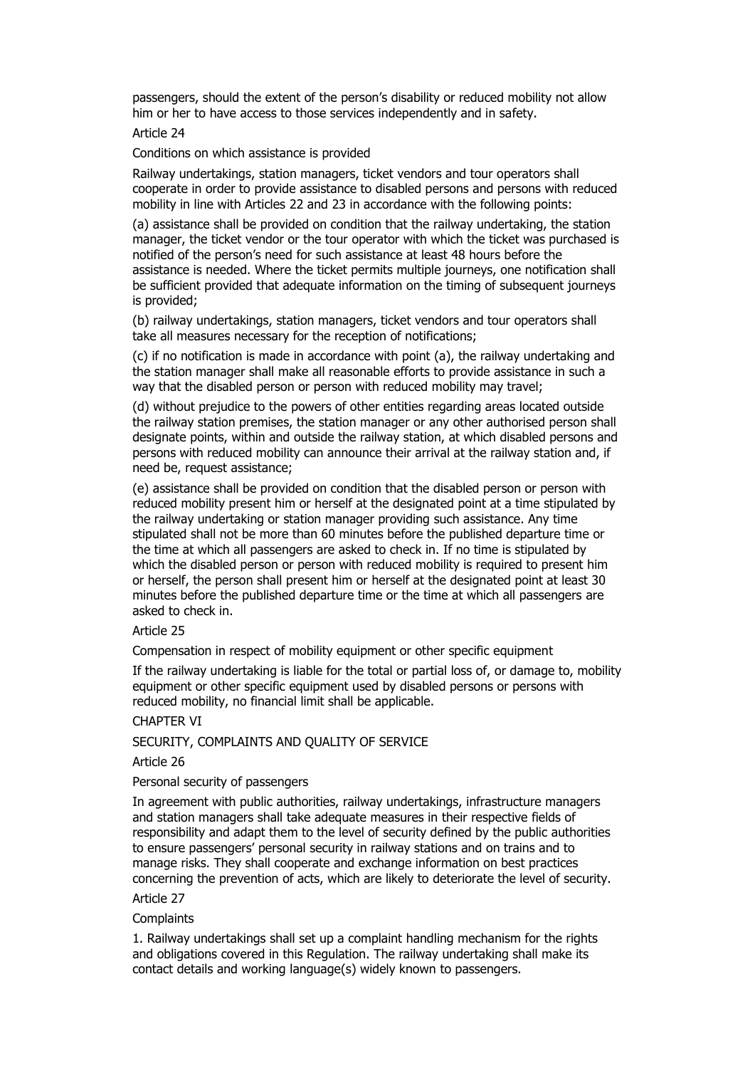passengers, should the extent of the person's disability or reduced mobility not allow him or her to have access to those services independently and in safety.

Article 24

Conditions on which assistance is provided

Railway undertakings, station managers, ticket vendors and tour operators shall cooperate in order to provide assistance to disabled persons and persons with reduced mobility in line with Articles 22 and 23 in accordance with the following points:

(a) assistance shall be provided on condition that the railway undertaking, the station manager, the ticket vendor or the tour operator with which the ticket was purchased is notified of the person's need for such assistance at least 48 hours before the assistance is needed. Where the ticket permits multiple journeys, one notification shall be sufficient provided that adequate information on the timing of subsequent journeys is provided;

(b) railway undertakings, station managers, ticket vendors and tour operators shall take all measures necessary for the reception of notifications;

(c) if no notification is made in accordance with point (a), the railway undertaking and the station manager shall make all reasonable efforts to provide assistance in such a way that the disabled person or person with reduced mobility may travel;

(d) without prejudice to the powers of other entities regarding areas located outside the railway station premises, the station manager or any other authorised person shall designate points, within and outside the railway station, at which disabled persons and persons with reduced mobility can announce their arrival at the railway station and, if need be, request assistance;

(e) assistance shall be provided on condition that the disabled person or person with reduced mobility present him or herself at the designated point at a time stipulated by the railway undertaking or station manager providing such assistance. Any time stipulated shall not be more than 60 minutes before the published departure time or the time at which all passengers are asked to check in. If no time is stipulated by which the disabled person or person with reduced mobility is required to present him or herself, the person shall present him or herself at the designated point at least 30 minutes before the published departure time or the time at which all passengers are asked to check in.

Article 25

Compensation in respect of mobility equipment or other specific equipment

If the railway undertaking is liable for the total or partial loss of, or damage to, mobility equipment or other specific equipment used by disabled persons or persons with reduced mobility, no financial limit shall be applicable.

CHAPTER VI

SECURITY, COMPLAINTS AND QUALITY OF SERVICE

Article 26

Personal security of passengers

In agreement with public authorities, railway undertakings, infrastructure managers and station managers shall take adequate measures in their respective fields of responsibility and adapt them to the level of security defined by the public authorities to ensure passengers' personal security in railway stations and on trains and to manage risks. They shall cooperate and exchange information on best practices concerning the prevention of acts, which are likely to deteriorate the level of security.

Article 27

Complaints

1. Railway undertakings shall set up a complaint handling mechanism for the rights and obligations covered in this Regulation. The railway undertaking shall make its contact details and working language(s) widely known to passengers.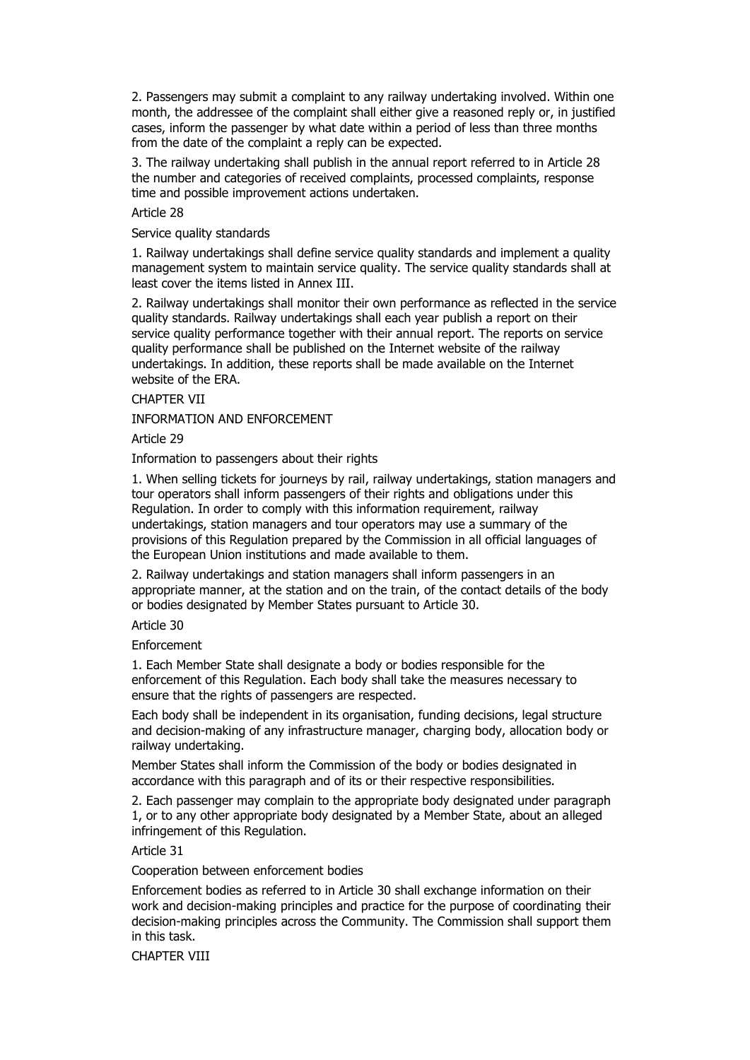2. Passengers may submit a complaint to any railway undertaking involved. Within one month, the addressee of the complaint shall either give a reasoned reply or, in justified cases, inform the passenger by what date within a period of less than three months from the date of the complaint a reply can be expected.

3. The railway undertaking shall publish in the annual report referred to in Article 28 the number and categories of received complaints, processed complaints, response time and possible improvement actions undertaken.

Article 28

Service quality standards

1. Railway undertakings shall define service quality standards and implement a quality management system to maintain service quality. The service quality standards shall at least cover the items listed in Annex III.

2. Railway undertakings shall monitor their own performance as reflected in the service quality standards. Railway undertakings shall each year publish a report on their service quality performance together with their annual report. The reports on service quality performance shall be published on the Internet website of the railway undertakings. In addition, these reports shall be made available on the Internet website of the ERA.

CHAPTER VII

INFORMATION AND ENFORCEMENT

Article 29

Information to passengers about their rights

1. When selling tickets for journeys by rail, railway undertakings, station managers and tour operators shall inform passengers of their rights and obligations under this Regulation. In order to comply with this information requirement, railway undertakings, station managers and tour operators may use a summary of the provisions of this Regulation prepared by the Commission in all official languages of the European Union institutions and made available to them.

2. Railway undertakings and station managers shall inform passengers in an appropriate manner, at the station and on the train, of the contact details of the body or bodies designated by Member States pursuant to Article 30.

Article 30

Enforcement

1. Each Member State shall designate a body or bodies responsible for the enforcement of this Regulation. Each body shall take the measures necessary to ensure that the rights of passengers are respected.

Each body shall be independent in its organisation, funding decisions, legal structure and decision-making of any infrastructure manager, charging body, allocation body or railway undertaking.

Member States shall inform the Commission of the body or bodies designated in accordance with this paragraph and of its or their respective responsibilities.

2. Each passenger may complain to the appropriate body designated under paragraph 1, or to any other appropriate body designated by a Member State, about an alleged infringement of this Regulation.

Article 31

Cooperation between enforcement bodies

Enforcement bodies as referred to in Article 30 shall exchange information on their work and decision-making principles and practice for the purpose of coordinating their decision-making principles across the Community. The Commission shall support them in this task.

CHAPTER VIII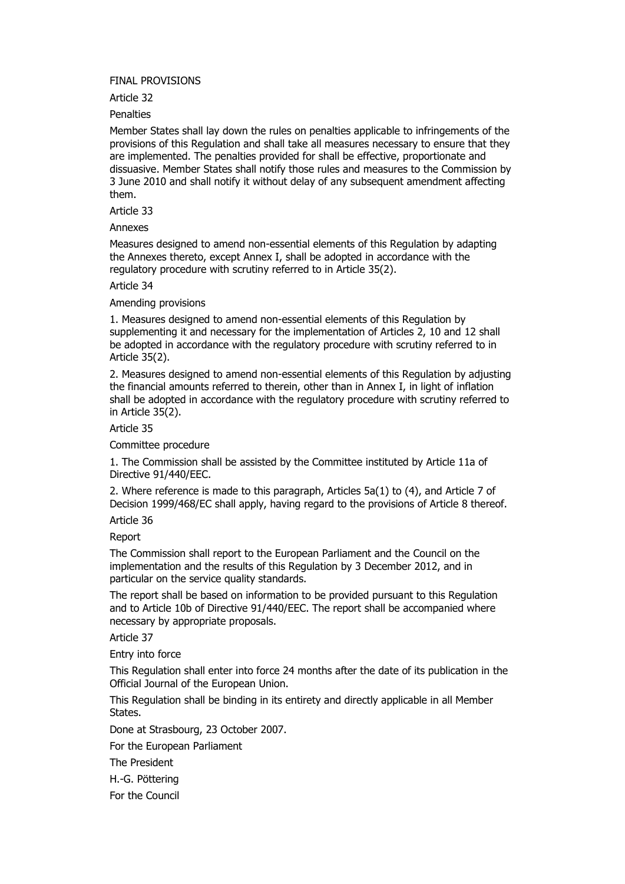## FINAL PROVISIONS

### Article 32

**Penalties**

Member States shall lay down the rules on penalties applicable to infringements of the provisions of this Regulation and shall take all measures necessary to ensure that they are implemented. The penalties provided for shall be effective, proportionate and dissuasive. Member States shall notify those rules and measures to the Commission by 3 June 2010 and shall notify it without delay of any subsequent amendment affecting them.

### Article 33

**Annexes**

Measures designed to amend non-essential elements of this Regulation by adapting the Annexes thereto, except Annex I, shall be adopted in accordance with the regulatory procedure with scrutiny referred to in Article 35(2).

### Article 34

**Amending provisions**

1. Measures designed to amend non-essential elements of this Regulation by supplementing it and necessary for the implementation of Articles 2, 10 and 12 shall be adopted in accordance with the regulatory procedure with scrutiny referred to in Article 35(2).

2. Measures designed to amend non-essential elements of this Regulation by adjusting the financial amounts referred to therein, other than in Annex I, in light of inflation shall be adopted in accordance with the regulatory procedure with scrutiny referred to in Article 35(2).

### Article 35

**Committee procedure**

1. The Commission shall be assisted by the Committee instituted by Article 11a of Directive 91/440/EEC.

2. Where reference is made to this paragraph, Articles 5a(1) to (4), and Article 7 of Decision 1999/468/EC shall apply, having regard to the provisions of Article 8 thereof.

### Article 36

**Report**

The Commission shall report to the European Parliament and the Council on the implementation and the results of this Regulation by 3 December 2012, and in particular on the service quality standards.

The report shall be based on information to be provided pursuant to this Regulation and to Article 10b of Directive 91/440/EEC. The report shall be accompanied where necessary by appropriate proposals.

### Article 37

**Entry into force**

This Regulation shall enter into force 24 months after the date of its publication in the Official Journal of the European Union.

This Regulation shall be binding in its entirety and directly applicable in all Member States.

Done at Strasbourg, 23 October 2007.

For the European Parliament

The President

H.-G. Pöttering

For the Council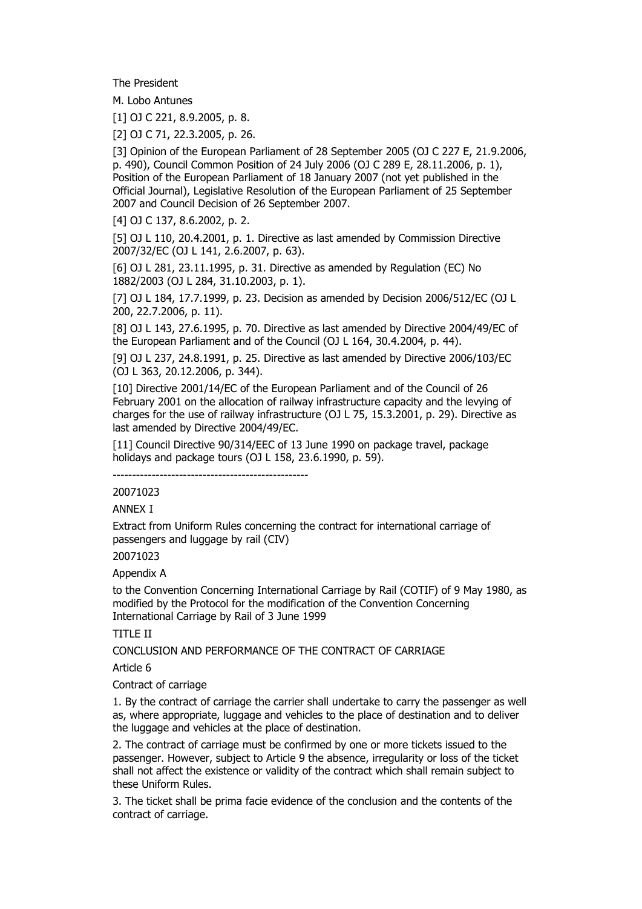The President

M. Lobo Antunes

[1] OJ C 221, 8.9.2005, p. 8.

[2] OJ C 71, 22.3.2005, p. 26.

[3] Opinion of the European Parliament of 28 September 2005 (OJ C 227 E, 21.9.2006, p. 490), Council Common Position of 24 July 2006 (OJ C 289 E, 28.11.2006, p. 1), Position of the European Parliament of 18 January 2007 (not yet published in the Official Journal), Legislative Resolution of the European Parliament of 25 September 2007 and Council Decision of 26 September 2007.

[4] OJ C 137, 8.6.2002, p. 2.

[5] OJ L 110, 20.4.2001, p. 1. Directive as last amended by Commission Directive 2007/32/EC (OJ L 141, 2.6.2007, p. 63).

[6] OJ L 281, 23.11.1995, p. 31. Directive as amended by Regulation (EC) No 1882/2003 (OJ L 284, 31.10.2003, p. 1).

[7] OJ L 184, 17.7.1999, p. 23. Decision as amended by Decision 2006/512/EC (OJ L 200, 22.7.2006, p. 11).

[8] OJ L 143, 27.6.1995, p. 70. Directive as last amended by Directive 2004/49/EC of the European Parliament and of the Council (OJ L 164, 30.4.2004, p. 44).

[9] OJ L 237, 24.8.1991, p. 25. Directive as last amended by Directive 2006/103/EC (OJ L 363, 20.12.2006, p. 344).

[10] Directive 2001/14/EC of the European Parliament and of the Council of 26 February 2001 on the allocation of railway infrastructure capacity and the levying of charges for the use of railway infrastructure (OJ L 75, 15.3.2001, p. 29). Directive as last amended by Directive 2004/49/EC.

[11] Council Directive 90/314/EEC of 13 June 1990 on package travel, package holidays and package tours (OJ L 158, 23.6.1990, p. 59).

--------------------------------------------------

20071023

ANNEX I

Extract from Uniform Rules concerning the contract for international carriage of passengers and luggage by rail (CIV)

20071023

Appendix A

to the Convention Concerning International Carriage by Rail (COTIF) of 9 May 1980, as modified by the Protocol for the modification of the Convention Concerning International Carriage by Rail of 3 June 1999

TITLE II

CONCLUSION AND PERFORMANCE OF THE CONTRACT OF CARRIAGE

Article 6

Contract of carriage

1. By the contract of carriage the carrier shall undertake to carry the passenger as well as, where appropriate, luggage and vehicles to the place of destination and to deliver the luggage and vehicles at the place of destination.

2. The contract of carriage must be confirmed by one or more tickets issued to the passenger. However, subject to Article 9 the absence, irregularity or loss of the ticket shall not affect the existence or validity of the contract which shall remain subject to these Uniform Rules.

3. The ticket shall be prima facie evidence of the conclusion and the contents of the contract of carriage.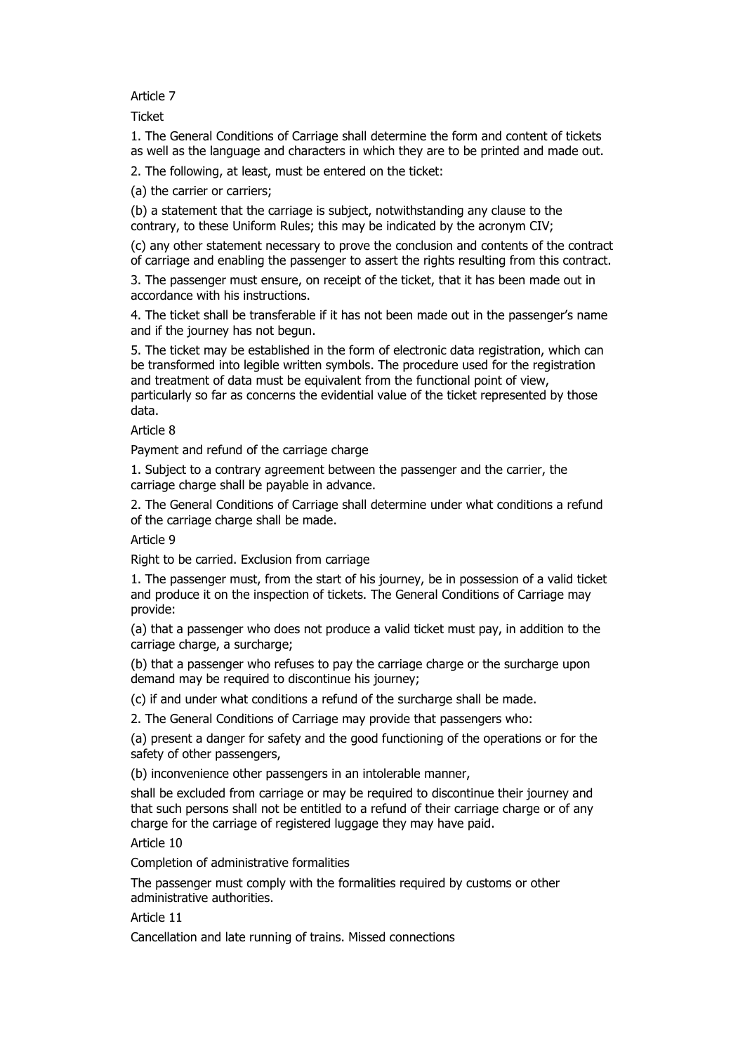Article 7

Ticket

1. The General Conditions of Carriage shall determine the form and content of tickets as well as the language and characters in which they are to be printed and made out.

2. The following, at least, must be entered on the ticket:

(a) the carrier or carriers;

(b) a statement that the carriage is subject, notwithstanding any clause to the contrary, to these Uniform Rules; this may be indicated by the acronym CIV;

(c) any other statement necessary to prove the conclusion and contents of the contract of carriage and enabling the passenger to assert the rights resulting from this contract.

3. The passenger must ensure, on receipt of the ticket, that it has been made out in accordance with his instructions.

4. The ticket shall be transferable if it has not been made out in the passenger's name and if the journey has not begun.

5. The ticket may be established in the form of electronic data registration, which can be transformed into legible written symbols. The procedure used for the registration and treatment of data must be equivalent from the functional point of view, particularly so far as concerns the evidential value of the ticket represented by those data.

Article 8

Payment and refund of the carriage charge

1. Subject to a contrary agreement between the passenger and the carrier, the carriage charge shall be payable in advance.

2. The General Conditions of Carriage shall determine under what conditions a refund of the carriage charge shall be made.

Article 9

Right to be carried. Exclusion from carriage

1. The passenger must, from the start of his journey, be in possession of a valid ticket and produce it on the inspection of tickets. The General Conditions of Carriage may provide:

(a) that a passenger who does not produce a valid ticket must pay, in addition to the carriage charge, a surcharge;

(b) that a passenger who refuses to pay the carriage charge or the surcharge upon demand may be required to discontinue his journey;

(c) if and under what conditions a refund of the surcharge shall be made.

2. The General Conditions of Carriage may provide that passengers who:

(a) present a danger for safety and the good functioning of the operations or for the safety of other passengers,

(b) inconvenience other passengers in an intolerable manner,

shall be excluded from carriage or may be required to discontinue their journey and that such persons shall not be entitled to a refund of their carriage charge or of any charge for the carriage of registered luggage they may have paid.

Article 10

Completion of administrative formalities

The passenger must comply with the formalities required by customs or other administrative authorities.

Article 11

Cancellation and late running of trains. Missed connections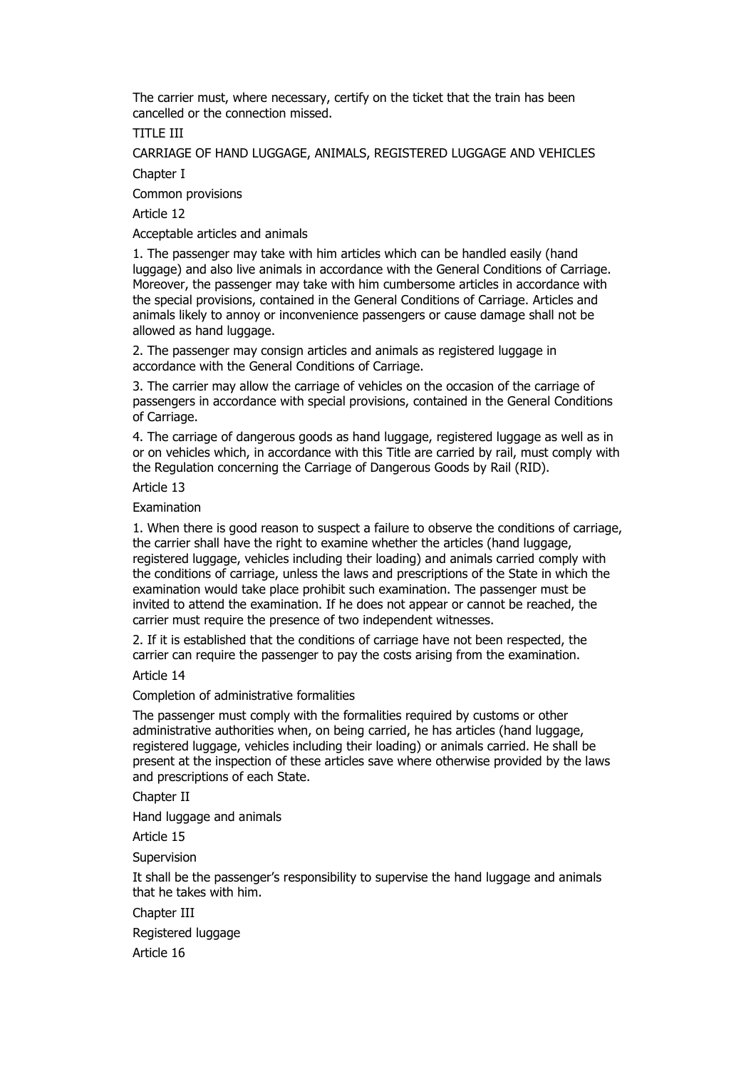The carrier must, where necessary, certify on the ticket that the train has been cancelled or the connection missed.

# TITLE III

# CARRIAGE OF HAND LUGGAGE, ANIMALS, REGISTERED LUGGAGE AND VEHICLES

## Chapter I

## Common provisions

### Article 12

### Acceptable articles and animals

1. The passenger may take with him articles which can be handled easily (hand luggage) and also live animals in accordance with the General Conditions of Carriage. Moreover, the passenger may take with him cumbersome articles in accordance with the special provisions, contained in the General Conditions of Carriage. Articles and animals likely to annoy or inconvenience passengers or cause damage shall not be allowed as hand luggage.

2. The passenger may consign articles and animals as registered luggage in accordance with the General Conditions of Carriage.

3. The carrier may allow the carriage of vehicles on the occasion of the carriage of passengers in accordance with special provisions, contained in the General Conditions of Carriage.

4. The carriage of dangerous goods as hand luggage, registered luggage as well as in or on vehicles which, in accordance with this Title are carried by rail, must comply with the Regulation concerning the Carriage of Dangerous Goods by Rail (RID).

### Article 13

### Examination

1. When there is good reason to suspect a failure to observe the conditions of carriage, the carrier shall have the right to examine whether the articles (hand luggage, registered luggage, vehicles including their loading) and animals carried comply with the conditions of carriage, unless the laws and prescriptions of the State in which the examination would take place prohibit such examination. The passenger must be invited to attend the examination. If he does not appear or cannot be reached, the carrier must require the presence of two independent witnesses.

2. If it is established that the conditions of carriage have not been respected, the carrier can require the passenger to pay the costs arising from the examination.

### Article 14

### Completion of administrative formalities

The passenger must comply with the formalities required by customs or other administrative authorities when, on being carried, he has articles (hand luggage, registered luggage, vehicles including their loading) or animals carried. He shall be present at the inspection of these articles save where otherwise provided by the laws and prescriptions of each State.

## Chapter II

## Hand luggage and animals

### Article 15

### Supervision

It shall be the passenger's responsibility to supervise the hand luggage and animals that he takes with him.

## Chapter III

## Registered luggage

### Article 16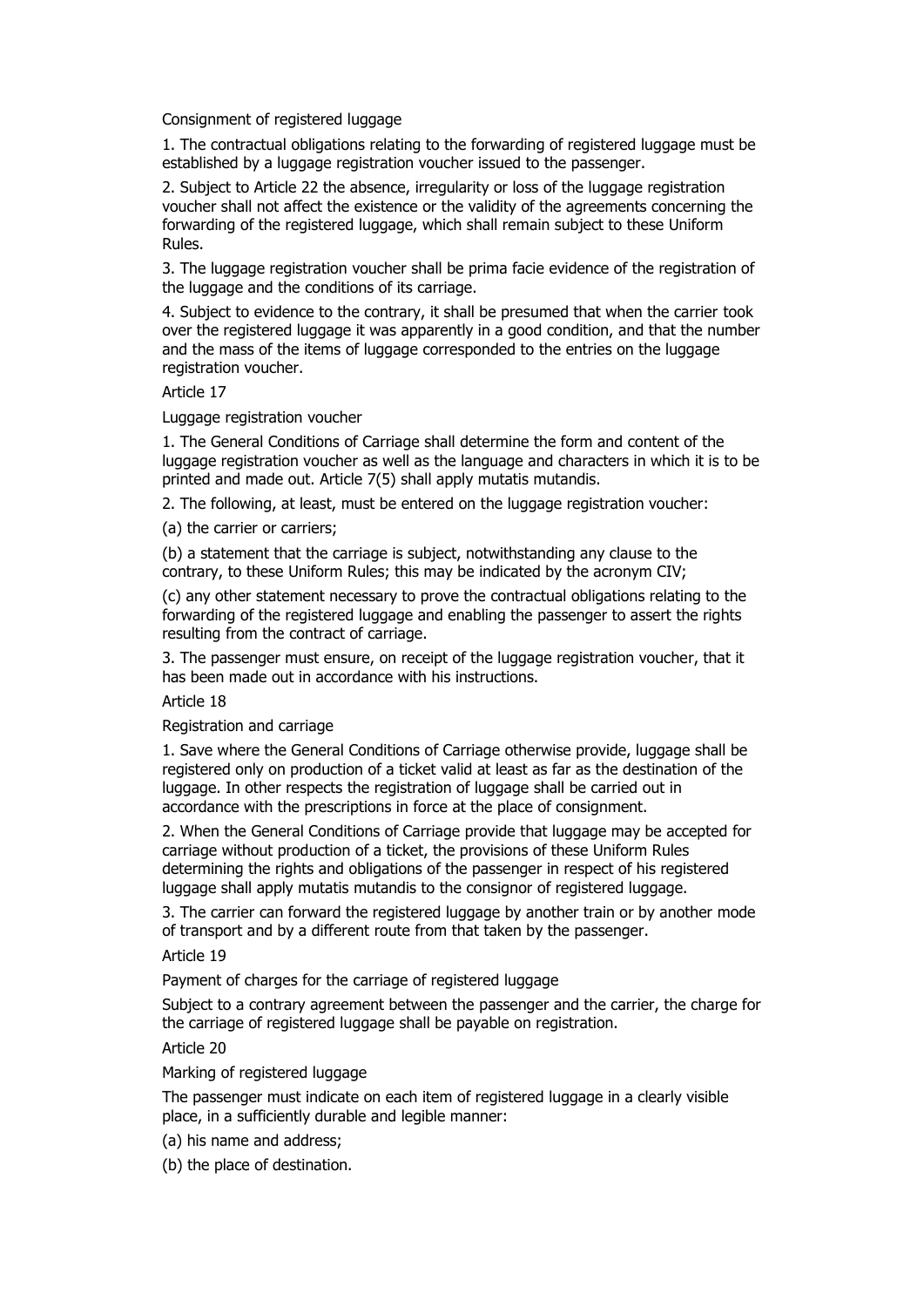Consignment of registered luggage

1. The contractual obligations relating to the forwarding of registered luggage must be established by a luggage registration voucher issued to the passenger.

2. Subject to Article 22 the absence, irregularity or loss of the luggage registration voucher shall not affect the existence or the validity of the agreements concerning the forwarding of the registered luggage, which shall remain subject to these Uniform Rules.

3. The luggage registration voucher shall be prima facie evidence of the registration of the luggage and the conditions of its carriage.

4. Subject to evidence to the contrary, it shall be presumed that when the carrier took over the registered luggage it was apparently in a good condition, and that the number and the mass of the items of luggage corresponded to the entries on the luggage registration voucher.

Article 17

Luggage registration voucher

1. The General Conditions of Carriage shall determine the form and content of the luggage registration voucher as well as the language and characters in which it is to be printed and made out. Article 7(5) shall apply mutatis mutandis.

2. The following, at least, must be entered on the luggage registration voucher:

(a) the carrier or carriers;

(b) a statement that the carriage is subject, notwithstanding any clause to the contrary, to these Uniform Rules; this may be indicated by the acronym CIV;

(c) any other statement necessary to prove the contractual obligations relating to the forwarding of the registered luggage and enabling the passenger to assert the rights resulting from the contract of carriage.

3. The passenger must ensure, on receipt of the luggage registration voucher, that it has been made out in accordance with his instructions.

Article 18

Registration and carriage

1. Save where the General Conditions of Carriage otherwise provide, luggage shall be registered only on production of a ticket valid at least as far as the destination of the luggage. In other respects the registration of luggage shall be carried out in accordance with the prescriptions in force at the place of consignment.

2. When the General Conditions of Carriage provide that luggage may be accepted for carriage without production of a ticket, the provisions of these Uniform Rules determining the rights and obligations of the passenger in respect of his registered luggage shall apply mutatis mutandis to the consignor of registered luggage.

3. The carrier can forward the registered luggage by another train or by another mode of transport and by a different route from that taken by the passenger.

Article 19

Payment of charges for the carriage of registered luggage

Subject to a contrary agreement between the passenger and the carrier, the charge for the carriage of registered luggage shall be payable on registration.

Article 20

Marking of registered luggage

The passenger must indicate on each item of registered luggage in a clearly visible place, in a sufficiently durable and legible manner:

(a) his name and address;

(b) the place of destination.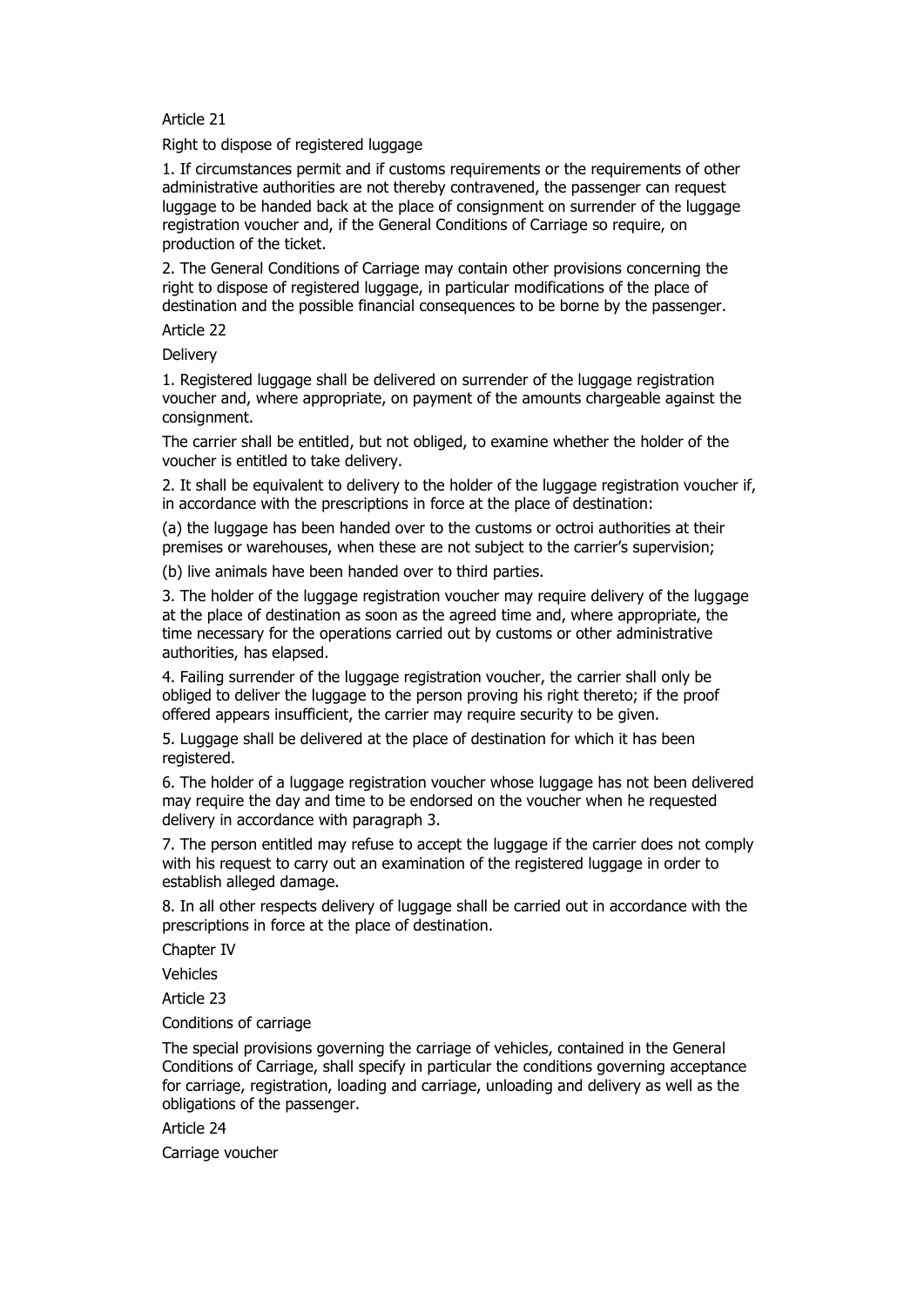Article 21

Right to dispose of registered luggage

1. If circumstances permit and if customs requirements or the requirements of other administrative authorities are not thereby contravened, the passenger can request luggage to be handed back at the place of consignment on surrender of the luggage registration voucher and, if the General Conditions of Carriage so require, on production of the ticket.

2. The General Conditions of Carriage may contain other provisions concerning the right to dispose of registered luggage, in particular modifications of the place of destination and the possible financial consequences to be borne by the passenger.

Article 22

Delivery

1. Registered luggage shall be delivered on surrender of the luggage registration voucher and, where appropriate, on payment of the amounts chargeable against the consignment.

The carrier shall be entitled, but not obliged, to examine whether the holder of the voucher is entitled to take delivery.

2. It shall be equivalent to delivery to the holder of the luggage registration voucher if, in accordance with the prescriptions in force at the place of destination:

(a) the luggage has been handed over to the customs or octroi authorities at their premises or warehouses, when these are not subject to the carrier's supervision;

(b) live animals have been handed over to third parties.

3. The holder of the luggage registration voucher may require delivery of the luggage at the place of destination as soon as the agreed time and, where appropriate, the time necessary for the operations carried out by customs or other administrative authorities, has elapsed.

4. Failing surrender of the luggage registration voucher, the carrier shall only be obliged to deliver the luggage to the person proving his right thereto; if the proof offered appears insufficient, the carrier may require security to be given.

5. Luggage shall be delivered at the place of destination for which it has been registered.

6. The holder of a luggage registration voucher whose luggage has not been delivered may require the day and time to be endorsed on the voucher when he requested delivery in accordance with paragraph 3.

7. The person entitled may refuse to accept the luggage if the carrier does not comply with his request to carry out an examination of the registered luggage in order to establish alleged damage.

8. In all other respects delivery of luggage shall be carried out in accordance with the prescriptions in force at the place of destination.

Chapter IV

Vehicles

Article 23

Conditions of carriage

The special provisions governing the carriage of vehicles, contained in the General Conditions of Carriage, shall specify in particular the conditions governing acceptance for carriage, registration, loading and carriage, unloading and delivery as well as the obligations of the passenger.

Article 24

Carriage voucher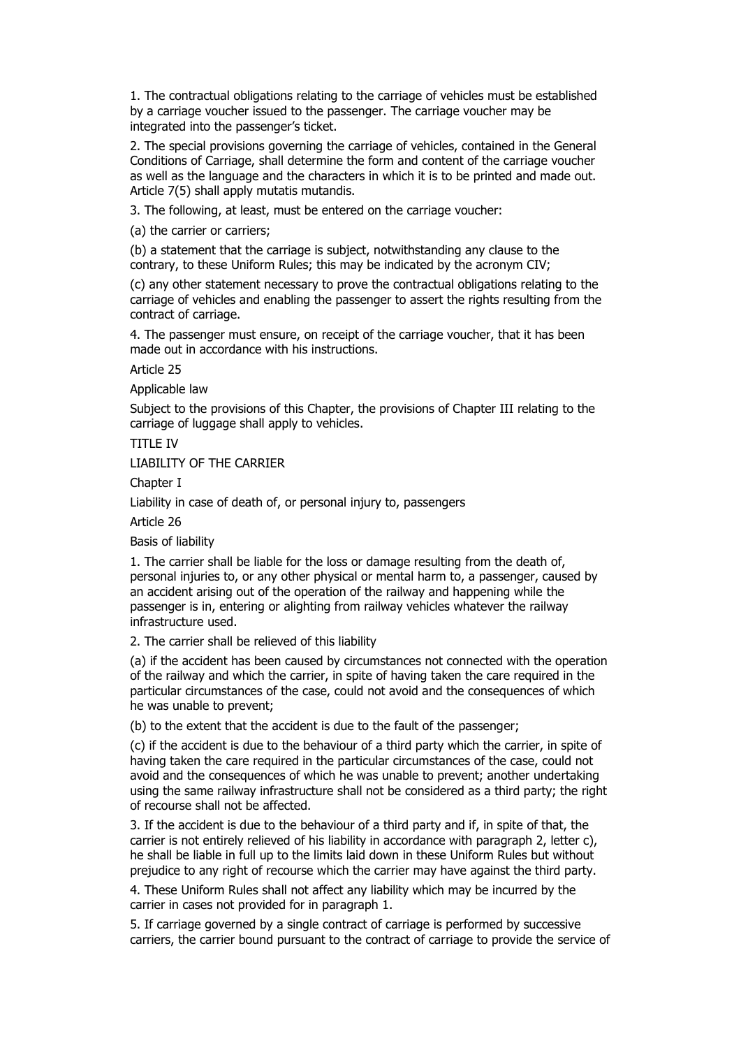1. The contractual obligations relating to the carriage of vehicles must be established by a carriage voucher issued to the passenger. The carriage voucher may be integrated into the passenger's ticket.

2. The special provisions governing the carriage of vehicles, contained in the General Conditions of Carriage, shall determine the form and content of the carriage voucher as well as the language and the characters in which it is to be printed and made out. Article 7(5) shall apply mutatis mutandis.

3. The following, at least, must be entered on the carriage voucher:

(a) the carrier or carriers;

(b) a statement that the carriage is subject, notwithstanding any clause to the contrary, to these Uniform Rules; this may be indicated by the acronym CIV;

(c) any other statement necessary to prove the contractual obligations relating to the carriage of vehicles and enabling the passenger to assert the rights resulting from the contract of carriage.

4. The passenger must ensure, on receipt of the carriage voucher, that it has been made out in accordance with his instructions.

Article 25

Applicable law

Subject to the provisions of this Chapter, the provisions of Chapter III relating to the carriage of luggage shall apply to vehicles.

TITLE IV

LIABILITY OF THE CARRIER

Chapter I

Liability in case of death of, or personal injury to, passengers

Article 26

Basis of liability

1. The carrier shall be liable for the loss or damage resulting from the death of, personal injuries to, or any other physical or mental harm to, a passenger, caused by an accident arising out of the operation of the railway and happening while the passenger is in, entering or alighting from railway vehicles whatever the railway infrastructure used.

2. The carrier shall be relieved of this liability

(a) if the accident has been caused by circumstances not connected with the operation of the railway and which the carrier, in spite of having taken the care required in the particular circumstances of the case, could not avoid and the consequences of which he was unable to prevent;

(b) to the extent that the accident is due to the fault of the passenger;

(c) if the accident is due to the behaviour of a third party which the carrier, in spite of having taken the care required in the particular circumstances of the case, could not avoid and the consequences of which he was unable to prevent; another undertaking using the same railway infrastructure shall not be considered as a third party; the right of recourse shall not be affected.

3. If the accident is due to the behaviour of a third party and if, in spite of that, the carrier is not entirely relieved of his liability in accordance with paragraph 2, letter c), he shall be liable in full up to the limits laid down in these Uniform Rules but without prejudice to any right of recourse which the carrier may have against the third party.

4. These Uniform Rules shall not affect any liability which may be incurred by the carrier in cases not provided for in paragraph 1.

5. If carriage governed by a single contract of carriage is performed by successive carriers, the carrier bound pursuant to the contract of carriage to provide the service of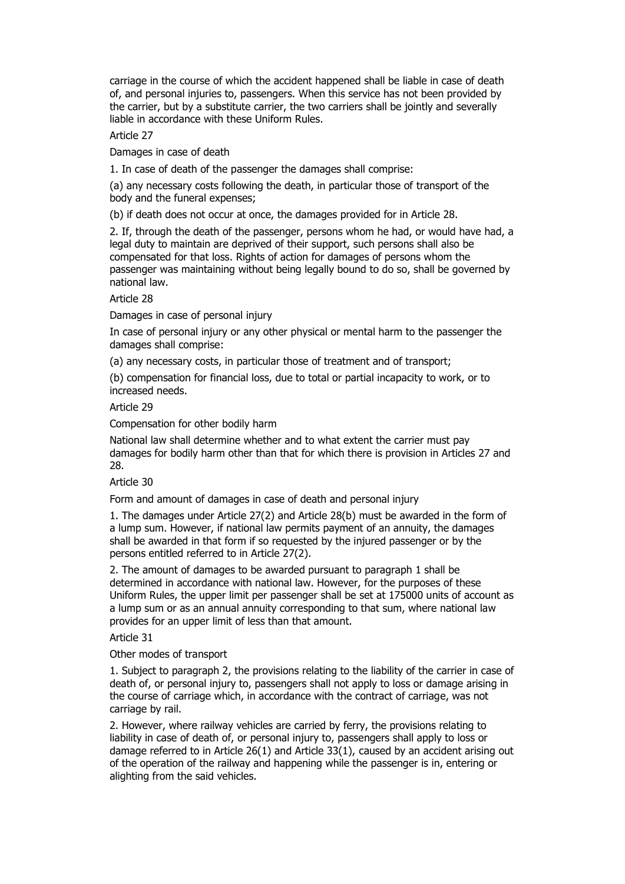carriage in the course of which the accident happened shall be liable in case of death of, and personal injuries to, passengers. When this service has not been provided by the carrier, but by a substitute carrier, the two carriers shall be jointly and severally liable in accordance with these Uniform Rules.

Article 27

Damages in case of death

1. In case of death of the passenger the damages shall comprise:

(a) any necessary costs following the death, in particular those of transport of the body and the funeral expenses;

(b) if death does not occur at once, the damages provided for in Article 28.

2. If, through the death of the passenger, persons whom he had, or would have had, a legal duty to maintain are deprived of their support, such persons shall also be compensated for that loss. Rights of action for damages of persons whom the passenger was maintaining without being legally bound to do so, shall be governed by national law.

Article 28

Damages in case of personal injury

In case of personal injury or any other physical or mental harm to the passenger the damages shall comprise:

(a) any necessary costs, in particular those of treatment and of transport;

(b) compensation for financial loss, due to total or partial incapacity to work, or to increased needs.

Article 29

Compensation for other bodily harm

National law shall determine whether and to what extent the carrier must pay damages for bodily harm other than that for which there is provision in Articles 27 and 28.

Article 30

Form and amount of damages in case of death and personal injury

1. The damages under Article 27(2) and Article 28(b) must be awarded in the form of a lump sum. However, if national law permits payment of an annuity, the damages shall be awarded in that form if so requested by the injured passenger or by the persons entitled referred to in Article 27(2).

2. The amount of damages to be awarded pursuant to paragraph 1 shall be determined in accordance with national law. However, for the purposes of these Uniform Rules, the upper limit per passenger shall be set at 175000 units of account as a lump sum or as an annual annuity corresponding to that sum, where national law provides for an upper limit of less than that amount.

Article 31

Other modes of transport

1. Subject to paragraph 2, the provisions relating to the liability of the carrier in case of death of, or personal injury to, passengers shall not apply to loss or damage arising in the course of carriage which, in accordance with the contract of carriage, was not carriage by rail.

2. However, where railway vehicles are carried by ferry, the provisions relating to liability in case of death of, or personal injury to, passengers shall apply to loss or damage referred to in Article 26(1) and Article 33(1), caused by an accident arising out of the operation of the railway and happening while the passenger is in, entering or alighting from the said vehicles.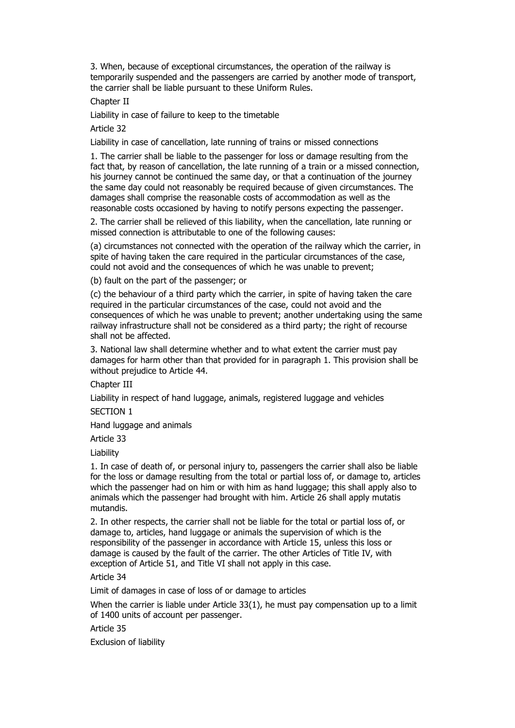3. When, because of exceptional circumstances, the operation of the railway is temporarily suspended and the passengers are carried by another mode of transport, the carrier shall be liable pursuant to these Uniform Rules.

## Chapter II

## Liability in case of failure to keep to the timetable

### Article 32

### Liability in case of cancellation, late running of trains or missed connections

1. The carrier shall be liable to the passenger for loss or damage resulting from the fact that, by reason of cancellation, the late running of a train or a missed connection, his journey cannot be continued the same day, or that a continuation of the journey the same day could not reasonably be required because of given circumstances. The damages shall comprise the reasonable costs of accommodation as well as the reasonable costs occasioned by having to notify persons expecting the passenger.

2. The carrier shall be relieved of this liability, when the cancellation, late running or missed connection is attributable to one of the following causes:

(a) circumstances not connected with the operation of the railway which the carrier, in spite of having taken the care required in the particular circumstances of the case, could not avoid and the consequences of which he was unable to prevent;

(b) fault on the part of the passenger; or

(c) the behaviour of a third party which the carrier, in spite of having taken the care required in the particular circumstances of the case, could not avoid and the consequences of which he was unable to prevent; another undertaking using the same railway infrastructure shall not be considered as a third party; the right of recourse shall not be affected.

3. National law shall determine whether and to what extent the carrier must pay damages for harm other than that provided for in paragraph 1. This provision shall be without prejudice to Article 44.

## Chapter III

## Liability in respect of hand luggage, animals, registered luggage and vehicles

### SECTION 1

### Hand luggage and animals

### Article 33

### Liability

1. In case of death of, or personal injury to, passengers the carrier shall also be liable for the loss or damage resulting from the total or partial loss of, or damage to, articles which the passenger had on him or with him as hand luggage; this shall apply also to animals which the passenger had brought with him. Article 26 shall apply mutatis mutandis.

2. In other respects, the carrier shall not be liable for the total or partial loss of, or damage to, articles, hand luggage or animals the supervision of which is the responsibility of the passenger in accordance with Article 15, unless this loss or damage is caused by the fault of the carrier. The other Articles of Title IV, with exception of Article 51, and Title VI shall not apply in this case.

### Article 34

### Limit of damages in case of loss of or damage to articles

When the carrier is liable under Article 33(1), he must pay compensation up to a limit of 1400 units of account per passenger.

### Article 35

### Exclusion of liability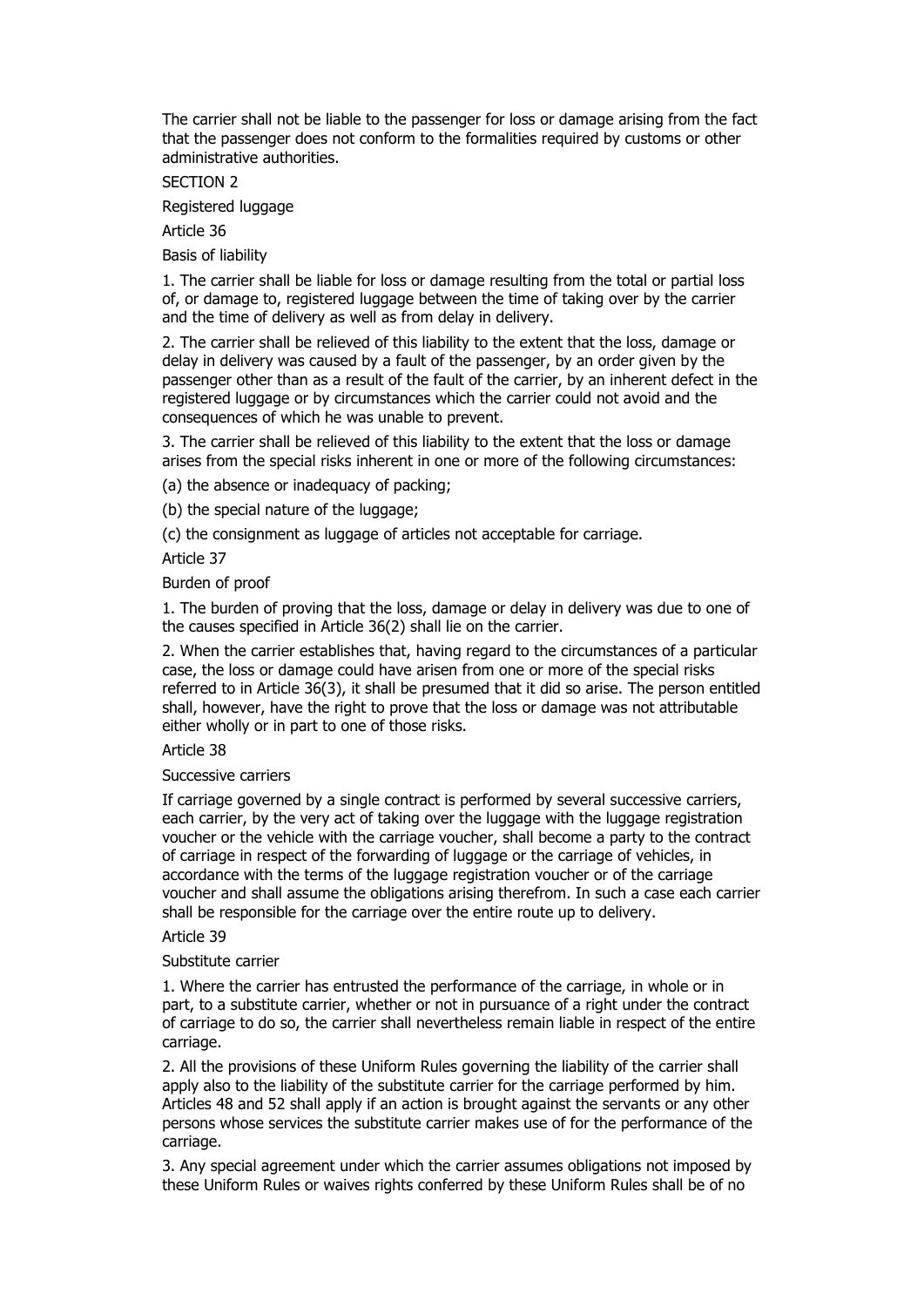The carrier shall not be liable to the passenger for loss or damage arising from the fact that the passenger does not conform to the formalities required by customs or other administrative authorities.

SECTION 2

Registered luggage

Article 36

Basis of liability

1. The carrier shall be liable for loss or damage resulting from the total or partial loss of, or damage to, registered luggage between the time of taking over by the carrier and the time of delivery as well as from delay in delivery.

2. The carrier shall be relieved of this liability to the extent that the loss, damage or delay in delivery was caused by a fault of the passenger, by an order given by the passenger other than as a result of the fault of the carrier, by an inherent defect in the registered luggage or by circumstances which the carrier could not avoid and the consequences of which he was unable to prevent.

3. The carrier shall be relieved of this liability to the extent that the loss or damage arises from the special risks inherent in one or more of the following circumstances:

(a) the absence or inadequacy of packing;

(b) the special nature of the luggage;

(c) the consignment as luggage of articles not acceptable for carriage.

Article 37

Burden of proof

1. The burden of proving that the loss, damage or delay in delivery was due to one of the causes specified in Article 36(2) shall lie on the carrier.

2. When the carrier establishes that, having regard to the circumstances of a particular case, the loss or damage could have arisen from one or more of the special risks referred to in Article 36(3), it shall be presumed that it did so arise. The person entitled shall, however, have the right to prove that the loss or damage was not attributable either wholly or in part to one of those risks.

Article 38

Successive carriers

If carriage governed by a single contract is performed by several successive carriers, each carrier, by the very act of taking over the luggage with the luggage registration voucher or the vehicle with the carriage voucher, shall become a party to the contract of carriage in respect of the forwarding of luggage or the carriage of vehicles, in accordance with the terms of the luggage registration voucher or of the carriage voucher and shall assume the obligations arising therefrom. In such a case each carrier shall be responsible for the carriage over the entire route up to delivery.

Article 39

Substitute carrier

1. Where the carrier has entrusted the performance of the carriage, in whole or in part, to a substitute carrier, whether or not in pursuance of a right under the contract of carriage to do so, the carrier shall nevertheless remain liable in respect of the entire carriage.

2. All the provisions of these Uniform Rules governing the liability of the carrier shall apply also to the liability of the substitute carrier for the carriage performed by him. Articles 48 and 52 shall apply if an action is brought against the servants or any other persons whose services the substitute carrier makes use of for the performance of the carriage.

3. Any special agreement under which the carrier assumes obligations not imposed by these Uniform Rules or waives rights conferred by these Uniform Rules shall be of no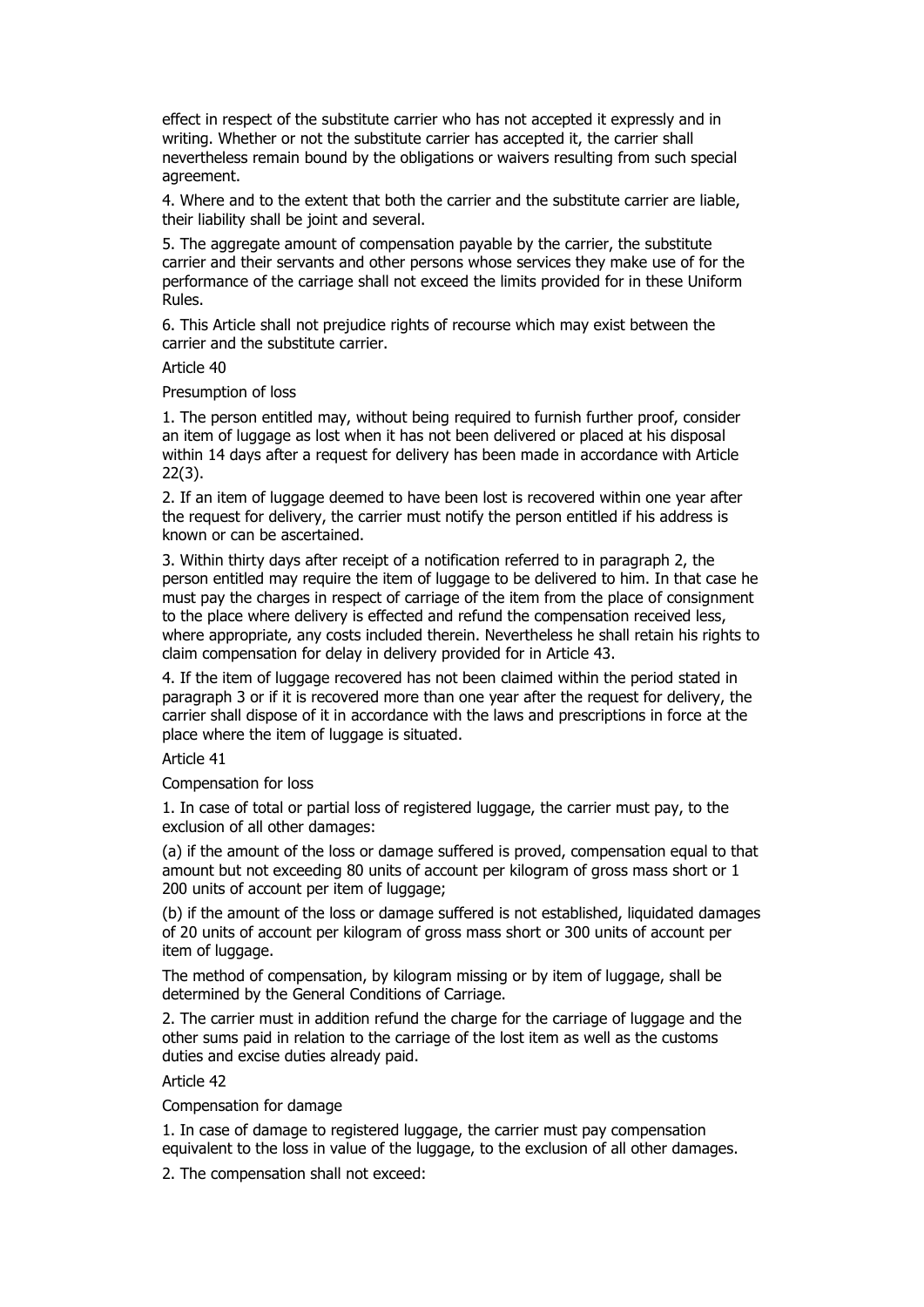effect in respect of the substitute carrier who has not accepted it expressly and in writing. Whether or not the substitute carrier has accepted it, the carrier shall nevertheless remain bound by the obligations or waivers resulting from such special agreement.

4. Where and to the extent that both the carrier and the substitute carrier are liable, their liability shall be joint and several.

5. The aggregate amount of compensation payable by the carrier, the substitute carrier and their servants and other persons whose services they make use of for the performance of the carriage shall not exceed the limits provided for in these Uniform Rules.

6. This Article shall not prejudice rights of recourse which may exist between the carrier and the substitute carrier.

Article 40

Presumption of loss

1. The person entitled may, without being required to furnish further proof, consider an item of luggage as lost when it has not been delivered or placed at his disposal within 14 days after a request for delivery has been made in accordance with Article 22(3).

2. If an item of luggage deemed to have been lost is recovered within one year after the request for delivery, the carrier must notify the person entitled if his address is known or can be ascertained.

3. Within thirty days after receipt of a notification referred to in paragraph 2, the person entitled may require the item of luggage to be delivered to him. In that case he must pay the charges in respect of carriage of the item from the place of consignment to the place where delivery is effected and refund the compensation received less, where appropriate, any costs included therein. Nevertheless he shall retain his rights to claim compensation for delay in delivery provided for in Article 43.

4. If the item of luggage recovered has not been claimed within the period stated in paragraph 3 or if it is recovered more than one year after the request for delivery, the carrier shall dispose of it in accordance with the laws and prescriptions in force at the place where the item of luggage is situated.

Article 41

Compensation for loss

1. In case of total or partial loss of registered luggage, the carrier must pay, to the exclusion of all other damages:

(a) if the amount of the loss or damage suffered is proved, compensation equal to that amount but not exceeding 80 units of account per kilogram of gross mass short or 1 200 units of account per item of luggage;

(b) if the amount of the loss or damage suffered is not established, liquidated damages of 20 units of account per kilogram of gross mass short or 300 units of account per item of luggage.

The method of compensation, by kilogram missing or by item of luggage, shall be determined by the General Conditions of Carriage.

2. The carrier must in addition refund the charge for the carriage of luggage and the other sums paid in relation to the carriage of the lost item as well as the customs duties and excise duties already paid.

Article 42

Compensation for damage

1. In case of damage to registered luggage, the carrier must pay compensation equivalent to the loss in value of the luggage, to the exclusion of all other damages.

2. The compensation shall not exceed: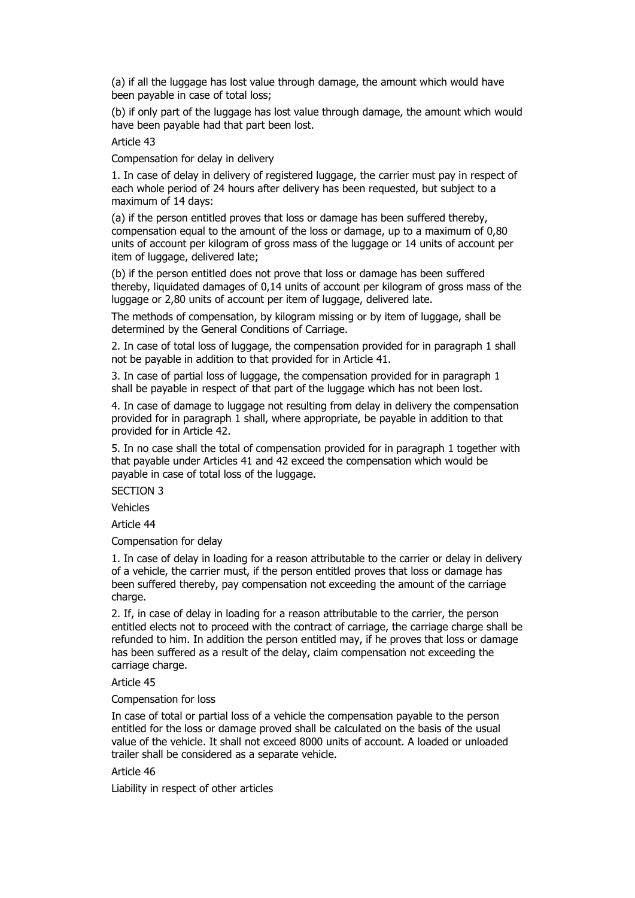(a) if all the luggage has lost value through damage, the amount which would have been payable in case of total loss;

(b) if only part of the luggage has lost value through damage, the amount which would have been payable had that part been lost.

Article 43

Compensation for delay in delivery

1. In case of delay in delivery of registered luggage, the carrier must pay in respect of each whole period of 24 hours after delivery has been requested, but subject to a maximum of 14 days:

(a) if the person entitled proves that loss or damage has been suffered thereby, compensation equal to the amount of the loss or damage, up to a maximum of 0,80 units of account per kilogram of gross mass of the luggage or 14 units of account per item of luggage, delivered late;

(b) if the person entitled does not prove that loss or damage has been suffered thereby, liquidated damages of 0,14 units of account per kilogram of gross mass of the luggage or 2,80 units of account per item of luggage, delivered late.

The methods of compensation, by kilogram missing or by item of luggage, shall be determined by the General Conditions of Carriage.

2. In case of total loss of luggage, the compensation provided for in paragraph 1 shall not be payable in addition to that provided for in Article 41.

3. In case of partial loss of luggage, the compensation provided for in paragraph 1 shall be payable in respect of that part of the luggage which has not been lost.

4. In case of damage to luggage not resulting from delay in delivery the compensation provided for in paragraph 1 shall, where appropriate, be payable in addition to that provided for in Article 42.

5. In no case shall the total of compensation provided for in paragraph 1 together with that payable under Articles 41 and 42 exceed the compensation which would be payable in case of total loss of the luggage.

SECTION 3

Vehicles

Article 44

Compensation for delay

1. In case of delay in loading for a reason attributable to the carrier or delay in delivery of a vehicle, the carrier must, if the person entitled proves that loss or damage has been suffered thereby, pay compensation not exceeding the amount of the carriage charge.

2. If, in case of delay in loading for a reason attributable to the carrier, the person entitled elects not to proceed with the contract of carriage, the carriage charge shall be refunded to him. In addition the person entitled may, if he proves that loss or damage has been suffered as a result of the delay, claim compensation not exceeding the carriage charge.

Article 45

Compensation for loss

In case of total or partial loss of a vehicle the compensation payable to the person entitled for the loss or damage proved shall be calculated on the basis of the usual value of the vehicle. It shall not exceed 8000 units of account. A loaded or unloaded trailer shall be considered as a separate vehicle.

Article 46

Liability in respect of other articles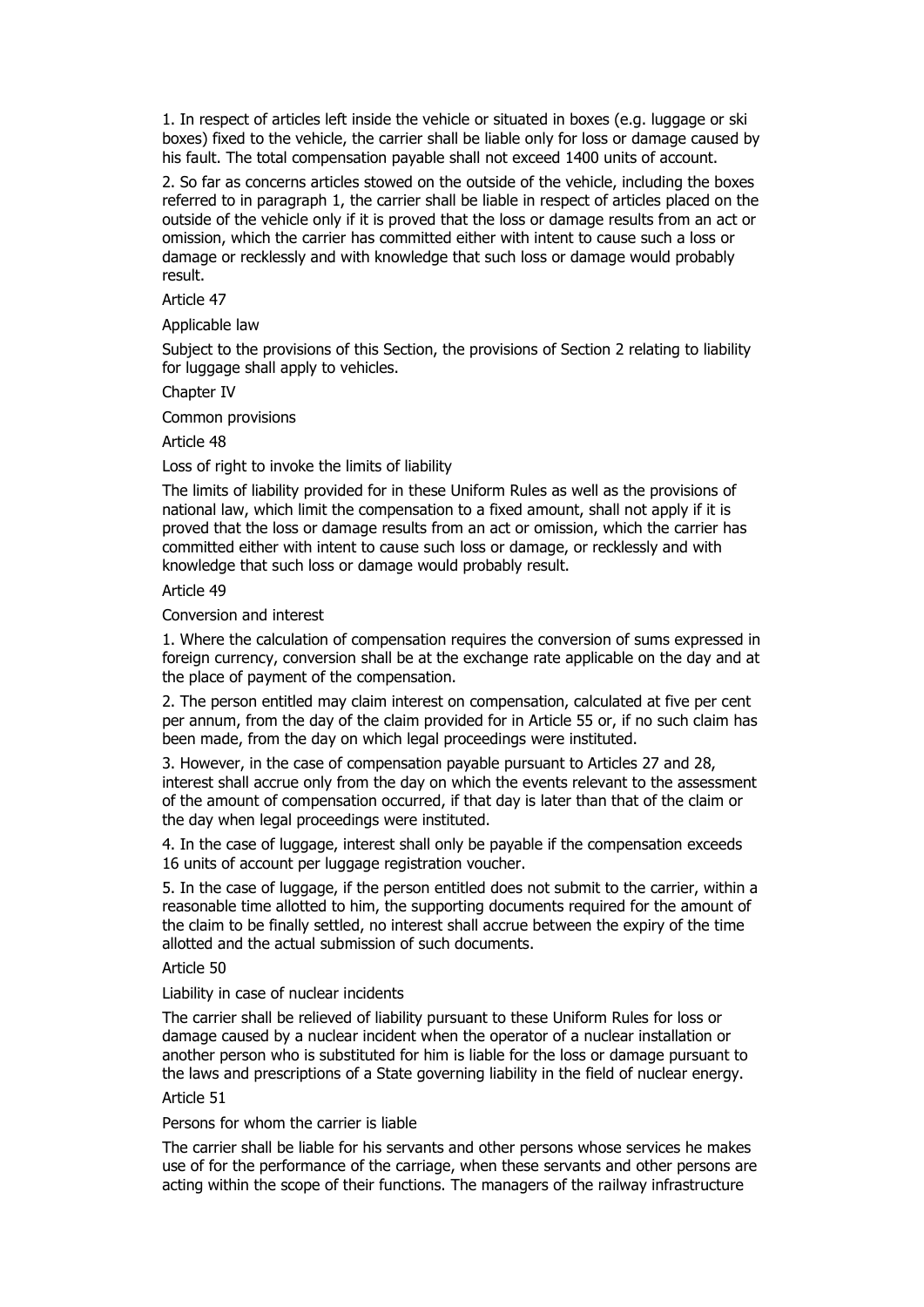1. In respect of articles left inside the vehicle or situated in boxes (e.g. luggage or ski boxes) fixed to the vehicle, the carrier shall be liable only for loss or damage caused by his fault. The total compensation payable shall not exceed 1400 units of account.

2. So far as concerns articles stowed on the outside of the vehicle, including the boxes referred to in paragraph 1, the carrier shall be liable in respect of articles placed on the outside of the vehicle only if it is proved that the loss or damage results from an act or omission, which the carrier has committed either with intent to cause such a loss or damage or recklessly and with knowledge that such loss or damage would probably result.

Article 47

Applicable law

Subject to the provisions of this Section, the provisions of Section 2 relating to liability for luggage shall apply to vehicles.

Chapter IV

Common provisions

Article 48

Loss of right to invoke the limits of liability

The limits of liability provided for in these Uniform Rules as well as the provisions of national law, which limit the compensation to a fixed amount, shall not apply if it is proved that the loss or damage results from an act or omission, which the carrier has committed either with intent to cause such loss or damage, or recklessly and with knowledge that such loss or damage would probably result.

Article 49

Conversion and interest

1. Where the calculation of compensation requires the conversion of sums expressed in foreign currency, conversion shall be at the exchange rate applicable on the day and at the place of payment of the compensation.

2. The person entitled may claim interest on compensation, calculated at five per cent per annum, from the day of the claim provided for in Article 55 or, if no such claim has been made, from the day on which legal proceedings were instituted.

3. However, in the case of compensation payable pursuant to Articles 27 and 28, interest shall accrue only from the day on which the events relevant to the assessment of the amount of compensation occurred, if that day is later than that of the claim or the day when legal proceedings were instituted.

4. In the case of luggage, interest shall only be payable if the compensation exceeds 16 units of account per luggage registration voucher.

5. In the case of luggage, if the person entitled does not submit to the carrier, within a reasonable time allotted to him, the supporting documents required for the amount of the claim to be finally settled, no interest shall accrue between the expiry of the time allotted and the actual submission of such documents.

Article 50

Liability in case of nuclear incidents

The carrier shall be relieved of liability pursuant to these Uniform Rules for loss or damage caused by a nuclear incident when the operator of a nuclear installation or another person who is substituted for him is liable for the loss or damage pursuant to the laws and prescriptions of a State governing liability in the field of nuclear energy.

Article 51

Persons for whom the carrier is liable

The carrier shall be liable for his servants and other persons whose services he makes use of for the performance of the carriage, when these servants and other persons are acting within the scope of their functions. The managers of the railway infrastructure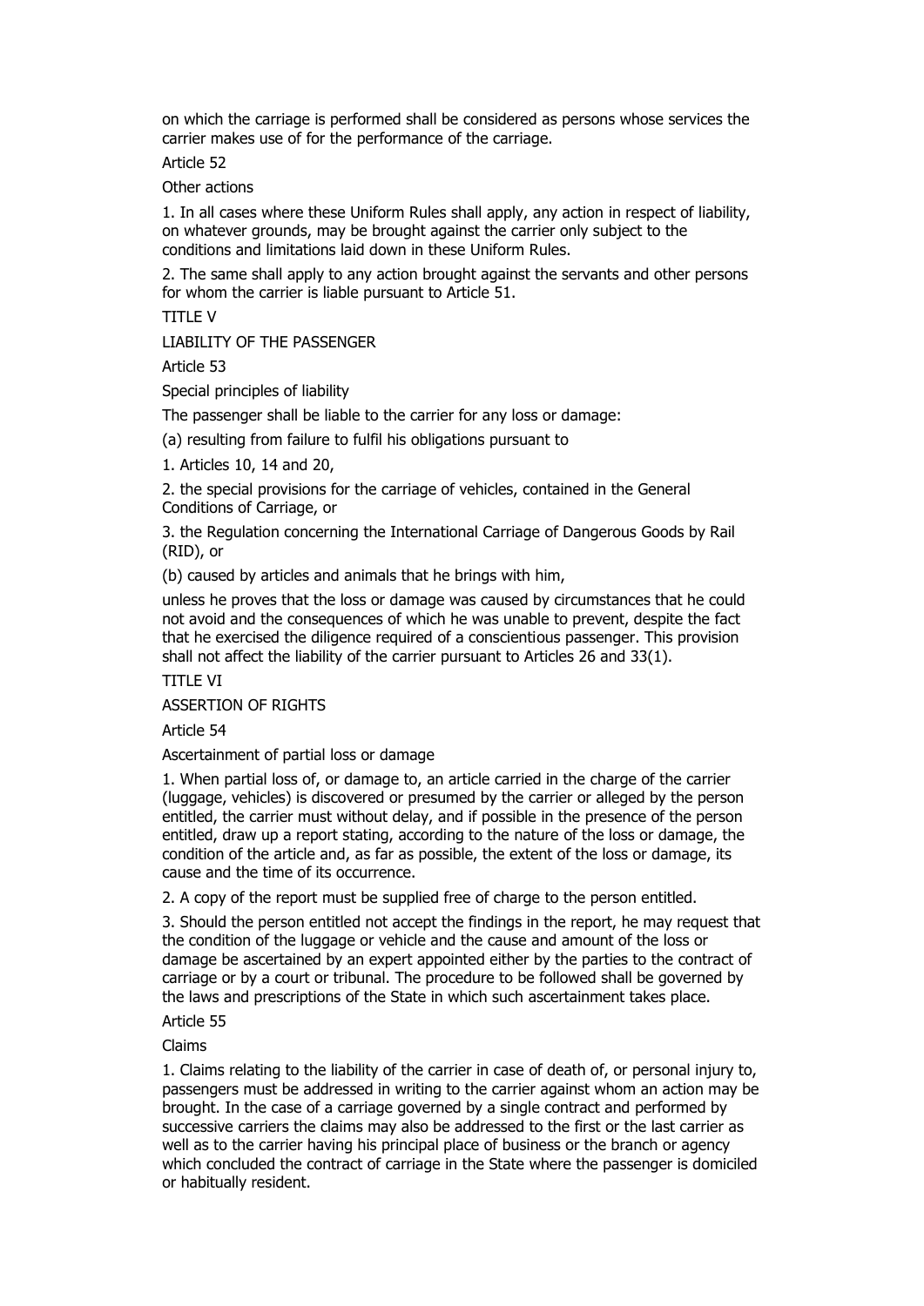on which the carriage is performed shall be considered as persons whose services the carrier makes use of for the performance of the carriage.

Article 52

Other actions

1. In all cases where these Uniform Rules shall apply, any action in respect of liability, on whatever grounds, may be brought against the carrier only subject to the conditions and limitations laid down in these Uniform Rules.

2. The same shall apply to any action brought against the servants and other persons for whom the carrier is liable pursuant to Article 51.

TITLE V

LIABILITY OF THE PASSENGER

Article 53

Special principles of liability

The passenger shall be liable to the carrier for any loss or damage:

(a) resulting from failure to fulfil his obligations pursuant to

1. Articles 10, 14 and 20,

2. the special provisions for the carriage of vehicles, contained in the General Conditions of Carriage, or

3. the Regulation concerning the International Carriage of Dangerous Goods by Rail (RID), or

(b) caused by articles and animals that he brings with him,

unless he proves that the loss or damage was caused by circumstances that he could not avoid and the consequences of which he was unable to prevent, despite the fact that he exercised the diligence required of a conscientious passenger. This provision shall not affect the liability of the carrier pursuant to Articles 26 and 33(1).

TITLE VI

ASSERTION OF RIGHTS

Article 54

Ascertainment of partial loss or damage

1. When partial loss of, or damage to, an article carried in the charge of the carrier (luggage, vehicles) is discovered or presumed by the carrier or alleged by the person entitled, the carrier must without delay, and if possible in the presence of the person entitled, draw up a report stating, according to the nature of the loss or damage, the condition of the article and, as far as possible, the extent of the loss or damage, its cause and the time of its occurrence.

2. A copy of the report must be supplied free of charge to the person entitled.

3. Should the person entitled not accept the findings in the report, he may request that the condition of the luggage or vehicle and the cause and amount of the loss or damage be ascertained by an expert appointed either by the parties to the contract of carriage or by a court or tribunal. The procedure to be followed shall be governed by the laws and prescriptions of the State in which such ascertainment takes place.

Article 55

Claims

1. Claims relating to the liability of the carrier in case of death of, or personal injury to, passengers must be addressed in writing to the carrier against whom an action may be brought. In the case of a carriage governed by a single contract and performed by successive carriers the claims may also be addressed to the first or the last carrier as well as to the carrier having his principal place of business or the branch or agency which concluded the contract of carriage in the State where the passenger is domiciled or habitually resident.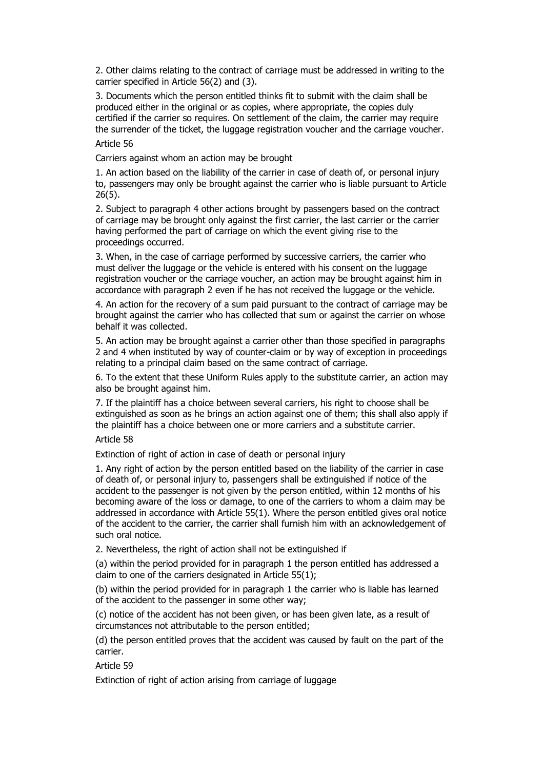2. Other claims relating to the contract of carriage must be addressed in writing to the carrier specified in Article 56(2) and (3).

3. Documents which the person entitled thinks fit to submit with the claim shall be produced either in the original or as copies, where appropriate, the copies duly certified if the carrier so requires. On settlement of the claim, the carrier may require the surrender of the ticket, the luggage registration voucher and the carriage voucher.

Article 56

Carriers against whom an action may be brought

1. An action based on the liability of the carrier in case of death of, or personal injury to, passengers may only be brought against the carrier who is liable pursuant to Article 26(5).

2. Subject to paragraph 4 other actions brought by passengers based on the contract of carriage may be brought only against the first carrier, the last carrier or the carrier having performed the part of carriage on which the event giving rise to the proceedings occurred.

3. When, in the case of carriage performed by successive carriers, the carrier who must deliver the luggage or the vehicle is entered with his consent on the luggage registration voucher or the carriage voucher, an action may be brought against him in accordance with paragraph 2 even if he has not received the luggage or the vehicle.

4. An action for the recovery of a sum paid pursuant to the contract of carriage may be brought against the carrier who has collected that sum or against the carrier on whose behalf it was collected.

5. An action may be brought against a carrier other than those specified in paragraphs 2 and 4 when instituted by way of counter-claim or by way of exception in proceedings relating to a principal claim based on the same contract of carriage.

6. To the extent that these Uniform Rules apply to the substitute carrier, an action may also be brought against him.

7. If the plaintiff has a choice between several carriers, his right to choose shall be extinguished as soon as he brings an action against one of them; this shall also apply if the plaintiff has a choice between one or more carriers and a substitute carrier.

Article 58

Extinction of right of action in case of death or personal injury

1. Any right of action by the person entitled based on the liability of the carrier in case of death of, or personal injury to, passengers shall be extinguished if notice of the accident to the passenger is not given by the person entitled, within 12 months of his becoming aware of the loss or damage, to one of the carriers to whom a claim may be addressed in accordance with Article 55(1). Where the person entitled gives oral notice of the accident to the carrier, the carrier shall furnish him with an acknowledgement of such oral notice.

2. Nevertheless, the right of action shall not be extinguished if

(a) within the period provided for in paragraph 1 the person entitled has addressed a claim to one of the carriers designated in Article 55(1);

(b) within the period provided for in paragraph 1 the carrier who is liable has learned of the accident to the passenger in some other way;

(c) notice of the accident has not been given, or has been given late, as a result of circumstances not attributable to the person entitled;

(d) the person entitled proves that the accident was caused by fault on the part of the carrier.

Article 59

Extinction of right of action arising from carriage of luggage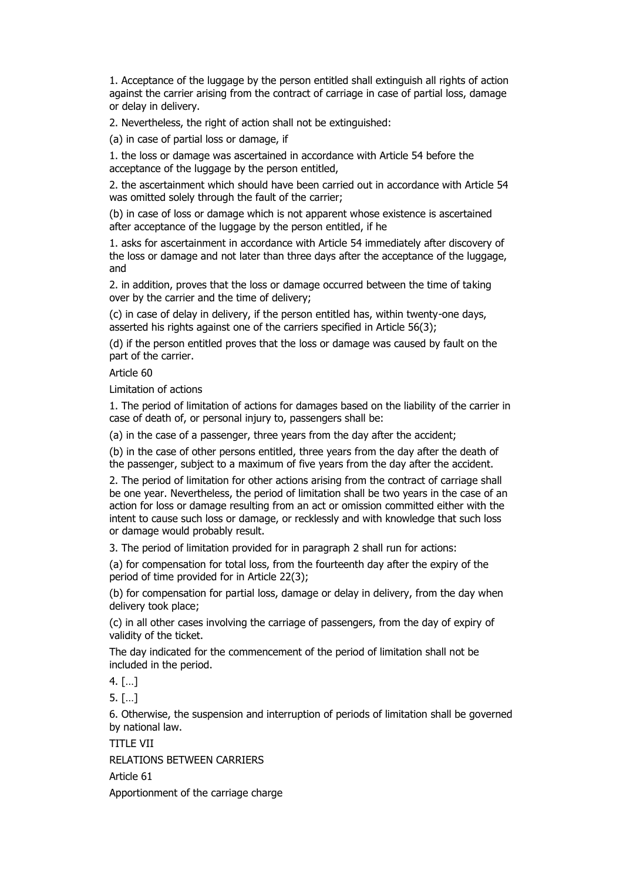1. Acceptance of the luggage by the person entitled shall extinguish all rights of action against the carrier arising from the contract of carriage in case of partial loss, damage or delay in delivery.

2. Nevertheless, the right of action shall not be extinguished:

(a) in case of partial loss or damage, if

1. the loss or damage was ascertained in accordance with Article 54 before the acceptance of the luggage by the person entitled,

2. the ascertainment which should have been carried out in accordance with Article 54 was omitted solely through the fault of the carrier;

(b) in case of loss or damage which is not apparent whose existence is ascertained after acceptance of the luggage by the person entitled, if he

1. asks for ascertainment in accordance with Article 54 immediately after discovery of the loss or damage and not later than three days after the acceptance of the luggage, and

2. in addition, proves that the loss or damage occurred between the time of taking over by the carrier and the time of delivery;

(c) in case of delay in delivery, if the person entitled has, within twenty-one days, asserted his rights against one of the carriers specified in Article 56(3);

(d) if the person entitled proves that the loss or damage was caused by fault on the part of the carrier.

Article 60

Limitation of actions

1. The period of limitation of actions for damages based on the liability of the carrier in case of death of, or personal injury to, passengers shall be:

(a) in the case of a passenger, three years from the day after the accident;

(b) in the case of other persons entitled, three years from the day after the death of the passenger, subject to a maximum of five years from the day after the accident.

2. The period of limitation for other actions arising from the contract of carriage shall be one year. Nevertheless, the period of limitation shall be two years in the case of an action for loss or damage resulting from an act or omission committed either with the intent to cause such loss or damage, or recklessly and with knowledge that such loss or damage would probably result.

3. The period of limitation provided for in paragraph 2 shall run for actions:

(a) for compensation for total loss, from the fourteenth day after the expiry of the period of time provided for in Article 22(3);

(b) for compensation for partial loss, damage or delay in delivery, from the day when delivery took place;

(c) in all other cases involving the carriage of passengers, from the day of expiry of validity of the ticket.

The day indicated for the commencement of the period of limitation shall not be included in the period.

4. […]

5. […]

6. Otherwise, the suspension and interruption of periods of limitation shall be governed by national law.

TITLE VII

RELATIONS BETWEEN CARRIERS

Article 61

Apportionment of the carriage charge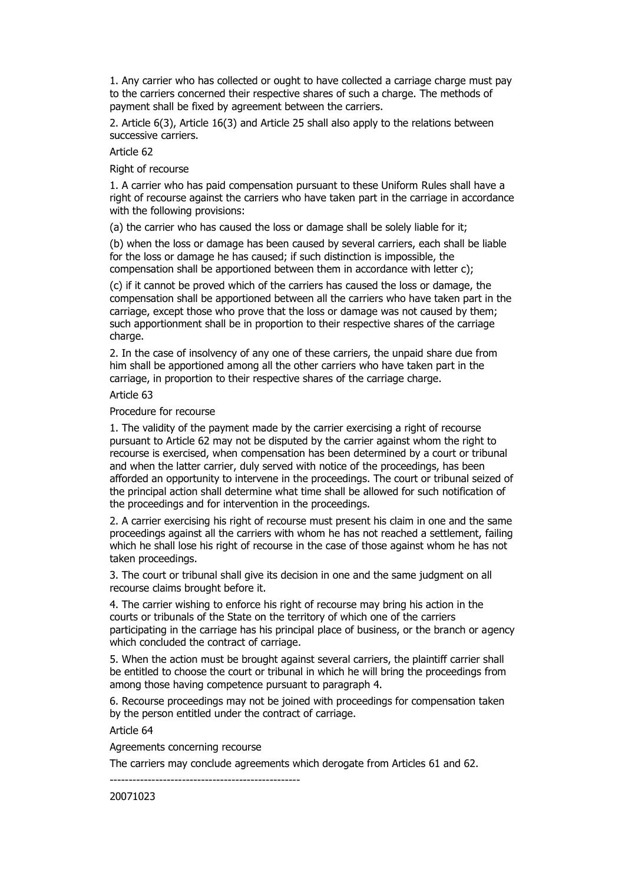1. Any carrier who has collected or ought to have collected a carriage charge must pay to the carriers concerned their respective shares of such a charge. The methods of payment shall be fixed by agreement between the carriers.

2. Article 6(3), Article 16(3) and Article 25 shall also apply to the relations between successive carriers.

Article 62

Right of recourse

1. A carrier who has paid compensation pursuant to these Uniform Rules shall have a right of recourse against the carriers who have taken part in the carriage in accordance with the following provisions:

(a) the carrier who has caused the loss or damage shall be solely liable for it;

(b) when the loss or damage has been caused by several carriers, each shall be liable for the loss or damage he has caused; if such distinction is impossible, the compensation shall be apportioned between them in accordance with letter c);

(c) if it cannot be proved which of the carriers has caused the loss or damage, the compensation shall be apportioned between all the carriers who have taken part in the carriage, except those who prove that the loss or damage was not caused by them; such apportionment shall be in proportion to their respective shares of the carriage charge.

2. In the case of insolvency of any one of these carriers, the unpaid share due from him shall be apportioned among all the other carriers who have taken part in the carriage, in proportion to their respective shares of the carriage charge.

Article 63

Procedure for recourse

1. The validity of the payment made by the carrier exercising a right of recourse pursuant to Article 62 may not be disputed by the carrier against whom the right to recourse is exercised, when compensation has been determined by a court or tribunal and when the latter carrier, duly served with notice of the proceedings, has been afforded an opportunity to intervene in the proceedings. The court or tribunal seized of the principal action shall determine what time shall be allowed for such notification of the proceedings and for intervention in the proceedings.

2. A carrier exercising his right of recourse must present his claim in one and the same proceedings against all the carriers with whom he has not reached a settlement, failing which he shall lose his right of recourse in the case of those against whom he has not taken proceedings.

3. The court or tribunal shall give its decision in one and the same judgment on all recourse claims brought before it.

4. The carrier wishing to enforce his right of recourse may bring his action in the courts or tribunals of the State on the territory of which one of the carriers participating in the carriage has his principal place of business, or the branch or agency which concluded the contract of carriage.

5. When the action must be brought against several carriers, the plaintiff carrier shall be entitled to choose the court or tribunal in which he will bring the proceedings from among those having competence pursuant to paragraph 4.

6. Recourse proceedings may not be joined with proceedings for compensation taken by the person entitled under the contract of carriage.

Article 64

Agreements concerning recourse

The carriers may conclude agreements which derogate from Articles 61 and 62.

--------------------------------------------------

20071023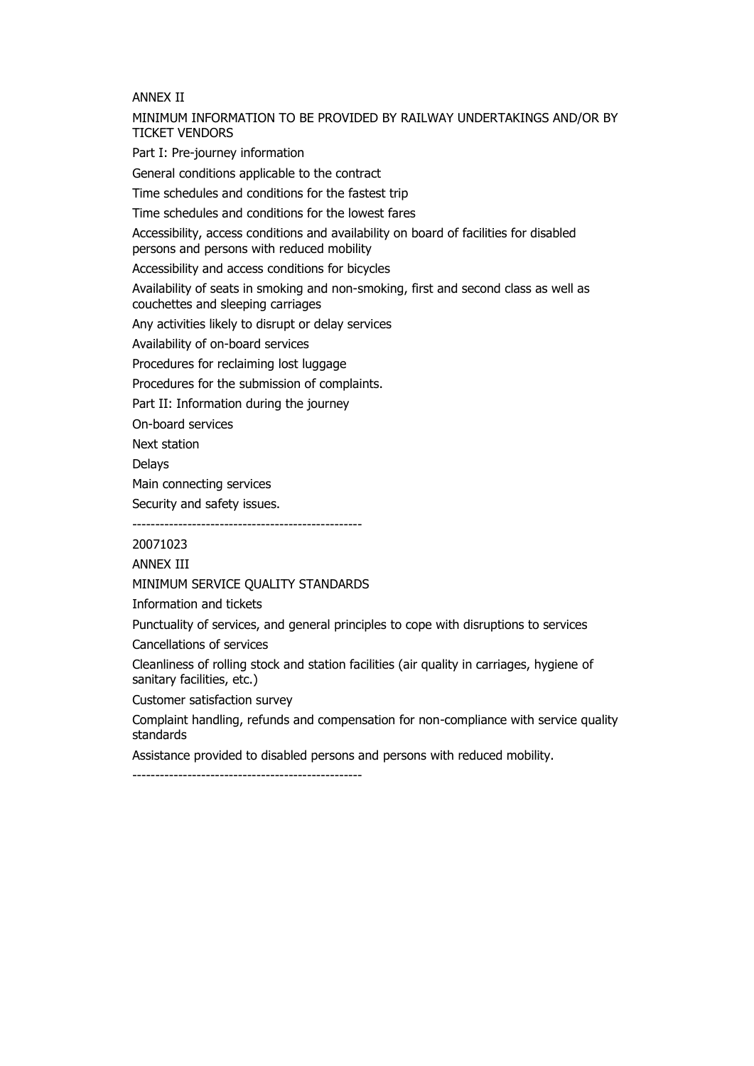ANNEX II

MINIMUM INFORMATION TO BE PROVIDED BY RAILWAY UNDERTAKINGS AND/OR BY TICKET VENDORS

Part I: Pre-journey information

General conditions applicable to the contract

Time schedules and conditions for the fastest trip

Time schedules and conditions for the lowest fares

Accessibility, access conditions and availability on board of facilities for disabled persons and persons with reduced mobility

Accessibility and access conditions for bicycles

Availability of seats in smoking and non-smoking, first and second class as well as couchettes and sleeping carriages

Any activities likely to disrupt or delay services

Availability of on-board services

Procedures for reclaiming lost luggage

Procedures for the submission of complaints.

Part II: Information during the journey

On-board services

Next station

Delays

Main connecting services

Security and safety issues.

--------------------------------------------------

20071023

ANNEX III

MINIMUM SERVICE QUALITY STANDARDS

Information and tickets

Punctuality of services, and general principles to cope with disruptions to services

Cancellations of services

Cleanliness of rolling stock and station facilities (air quality in carriages, hygiene of sanitary facilities, etc.)

Customer satisfaction survey

Complaint handling, refunds and compensation for non-compliance with service quality standards

Assistance provided to disabled persons and persons with reduced mobility.

--------------------------------------------------